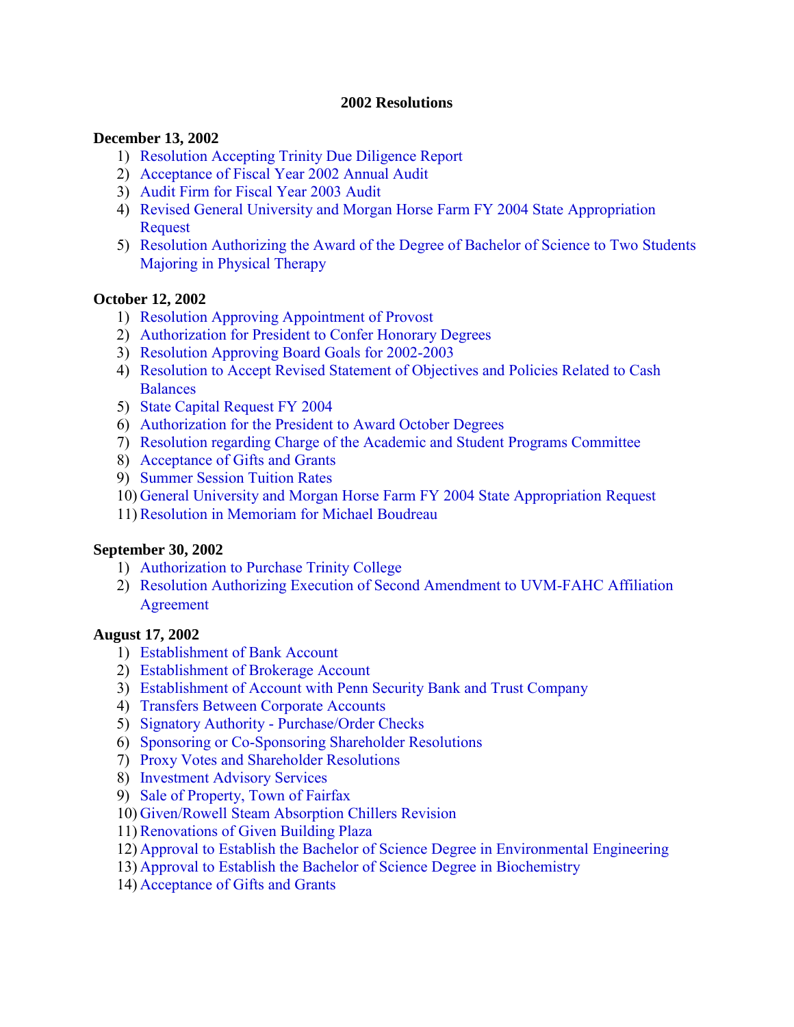# 2002 Resolutions

**December 13, 2002**

1) Resolution Accepting Trinity Due Diligence Report
2) Acceptance of Fiscal Year 2002 Annual Audit
3) Audit Firm for Fiscal Year 2003 Audit
4) Revised General University and Morgan Horse Farm FY 2004 State Appropriation Request
5) Resolution Authorizing the Award of the Degree of Bachelor of Science to Two Students Majoring in Physical Therapy

**October 12, 2002**

1) Resolution Approving Appointment of Provost
2) Authorization for President to Confer Honorary Degrees
3) Resolution Approving Board Goals for 2002-2003
4) Resolution to Accept Revised Statement of Objectives and Policies Related to Cash Balances
5) State Capital Request FY 2004
6) Authorization for the President to Award October Degrees
7) Resolution regarding Charge of the Academic and Student Programs Committee
8) Acceptance of Gifts and Grants
9) Summer Session Tuition Rates
10) General University and Morgan Horse Farm FY 2004 State Appropriation Request
11) Resolution in Memoriam for Michael Boudreau

**September 30, 2002**

1) Authorization to Purchase Trinity College
2) Resolution Authorizing Execution of Second Amendment to UVM-FAHC Affiliation Agreement

**August 17, 2002**

1) Establishment of Bank Account
2) Establishment of Brokerage Account
3) Establishment of Account with Penn Security Bank and Trust Company
4) Transfers Between Corporate Accounts
5) Signatory Authority - Purchase/Order Checks
6) Sponsoring or Co-Sponsoring Shareholder Resolutions
7) Proxy Votes and Shareholder Resolutions
8) Investment Advisory Services
9) Sale of Property, Town of Fairfax
10) Given/Rowell Steam Absorption Chillers Revision
11) Renovations of Given Building Plaza
12) Approval to Establish the Bachelor of Science Degree in Environmental Engineering
13) Approval to Establish the Bachelor of Science Degree in Biochemistry
14) Acceptance of Gifts and Grants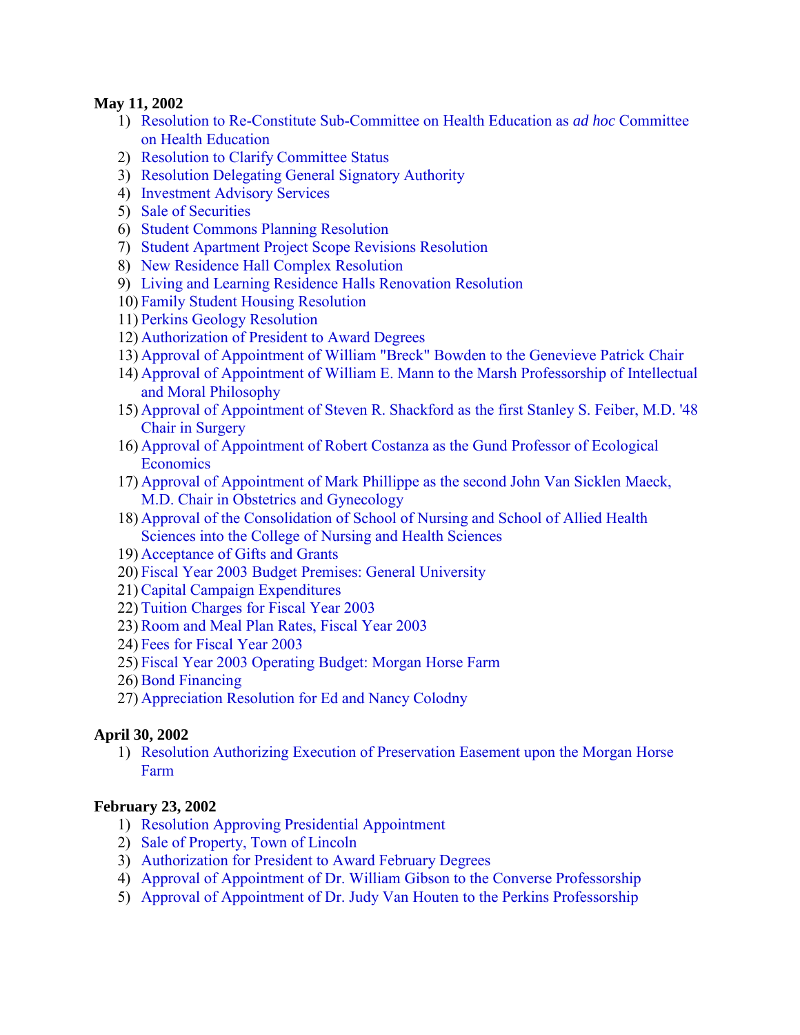**May 11, 2002**

1) Resolution to Re-Constitute Sub-Committee on Health Education as *ad hoc* Committee on Health Education
2) Resolution to Clarify Committee Status
3) Resolution Delegating General Signatory Authority
4) Investment Advisory Services
5) Sale of Securities
6) Student Commons Planning Resolution
7) Student Apartment Project Scope Revisions Resolution
8) New Residence Hall Complex Resolution
9) Living and Learning Residence Halls Renovation Resolution
10) Family Student Housing Resolution
11) Perkins Geology Resolution
12) Authorization of President to Award Degrees
13) Approval of Appointment of William "Breck" Bowden to the Genevieve Patrick Chair
14) Approval of Appointment of William E. Mann to the Marsh Professorship of Intellectual and Moral Philosophy
15) Approval of Appointment of Steven R. Shackford as the first Stanley S. Feiber, M.D. '48 Chair in Surgery
16) Approval of Appointment of Robert Costanza as the Gund Professor of Ecological Economics
17) Approval of Appointment of Mark Phillippe as the second John Van Sicklen Maeck, M.D. Chair in Obstetrics and Gynecology
18) Approval of the Consolidation of School of Nursing and School of Allied Health Sciences into the College of Nursing and Health Sciences
19) Acceptance of Gifts and Grants
20) Fiscal Year 2003 Budget Premises: General University
21) Capital Campaign Expenditures
22) Tuition Charges for Fiscal Year 2003
23) Room and Meal Plan Rates, Fiscal Year 2003
24) Fees for Fiscal Year 2003
25) Fiscal Year 2003 Operating Budget: Morgan Horse Farm
26) Bond Financing
27) Appreciation Resolution for Ed and Nancy Colodny

**April 30, 2002**

1) Resolution Authorizing Execution of Preservation Easement upon the Morgan Horse Farm

**February 23, 2002**

1) Resolution Approving Presidential Appointment
2) Sale of Property, Town of Lincoln
3) Authorization for President to Award February Degrees
4) Approval of Appointment of Dr. William Gibson to the Converse Professorship
5) Approval of Appointment of Dr. Judy Van Houten to the Perkins Professorship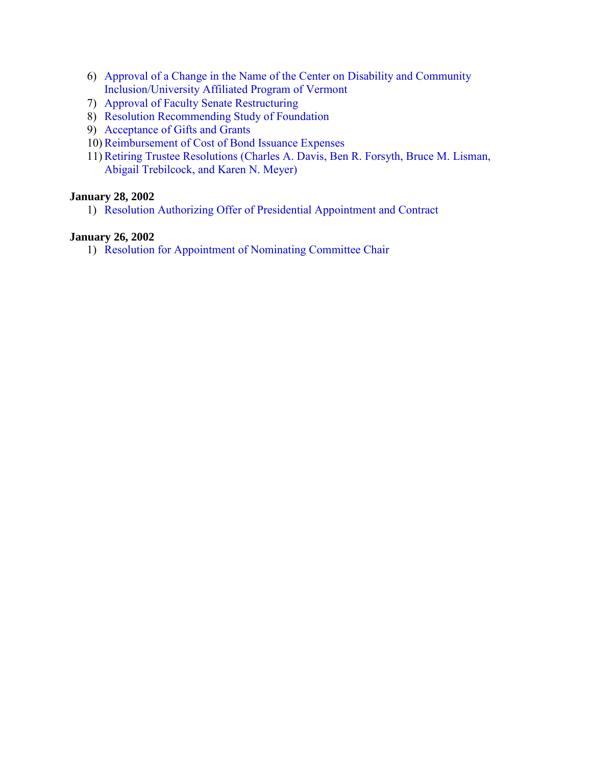6) Approval of a Change in the Name of the Center on Disability and Community Inclusion/University Affiliated Program of Vermont
7) Approval of Faculty Senate Restructuring
8) Resolution Recommending Study of Foundation
9) Acceptance of Gifts and Grants
10) Reimbursement of Cost of Bond Issuance Expenses
11) Retiring Trustee Resolutions (Charles A. Davis, Ben R. Forsyth, Bruce M. Lisman, Abigail Trebilcock, and Karen N. Meyer)

**January 28, 2002**

1) Resolution Authorizing Offer of Presidential Appointment and Contract

**January 26, 2002**

1) Resolution for Appointment of Nominating Committee Chair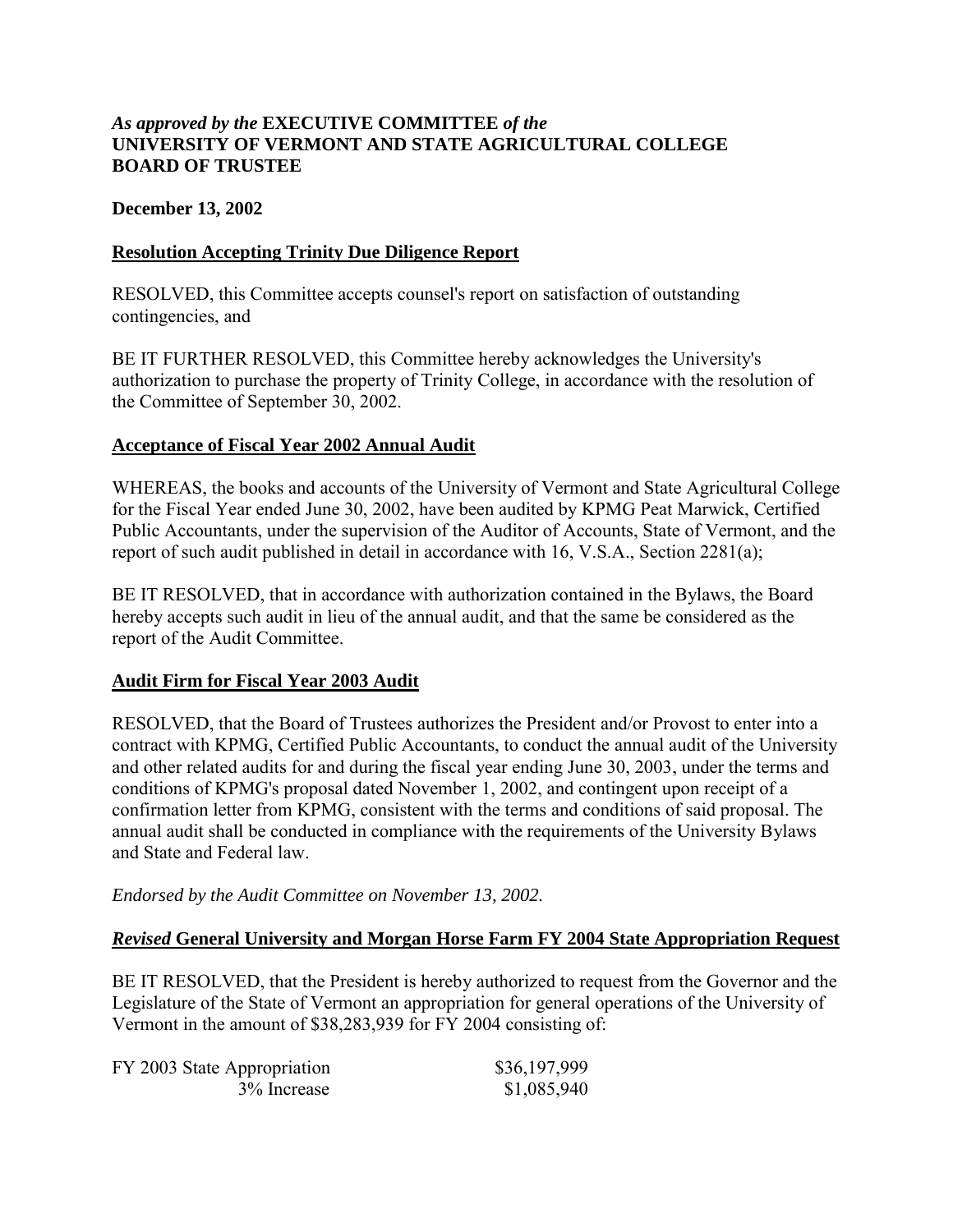*As approved by the* **EXECUTIVE COMMITTEE** *of the*
**UNIVERSITY OF VERMONT AND STATE AGRICULTURAL COLLEGE BOARD OF TRUSTEE**

**December 13, 2002**

## Resolution Accepting Trinity Due Diligence Report

RESOLVED, this Committee accepts counsel's report on satisfaction of outstanding contingencies, and

BE IT FURTHER RESOLVED, this Committee hereby acknowledges the University's authorization to purchase the property of Trinity College, in accordance with the resolution of the Committee of September 30, 2002.

## Acceptance of Fiscal Year 2002 Annual Audit

WHEREAS, the books and accounts of the University of Vermont and State Agricultural College for the Fiscal Year ended June 30, 2002, have been audited by KPMG Peat Marwick, Certified Public Accountants, under the supervision of the Auditor of Accounts, State of Vermont, and the report of such audit published in detail in accordance with 16, V.S.A., Section 2281(a);

BE IT RESOLVED, that in accordance with authorization contained in the Bylaws, the Board hereby accepts such audit in lieu of the annual audit, and that the same be considered as the report of the Audit Committee.

## Audit Firm for Fiscal Year 2003 Audit

RESOLVED, that the Board of Trustees authorizes the President and/or Provost to enter into a contract with KPMG, Certified Public Accountants, to conduct the annual audit of the University and other related audits for and during the fiscal year ending June 30, 2003, under the terms and conditions of KPMG's proposal dated November 1, 2002, and contingent upon receipt of a confirmation letter from KPMG, consistent with the terms and conditions of said proposal. The annual audit shall be conducted in compliance with the requirements of the University Bylaws and State and Federal law.

*Endorsed by the Audit Committee on November 13, 2002.*

## *Revised* General University and Morgan Horse Farm FY 2004 State Appropriation Request

BE IT RESOLVED, that the President is hereby authorized to request from the Governor and the Legislature of the State of Vermont an appropriation for general operations of the University of Vermont in the amount of $38,283,939 for FY 2004 consisting of:

| | |
|---|---|
| FY 2003 State Appropriation | $36,197,999 |
| 3% Increase | $1,085,940 |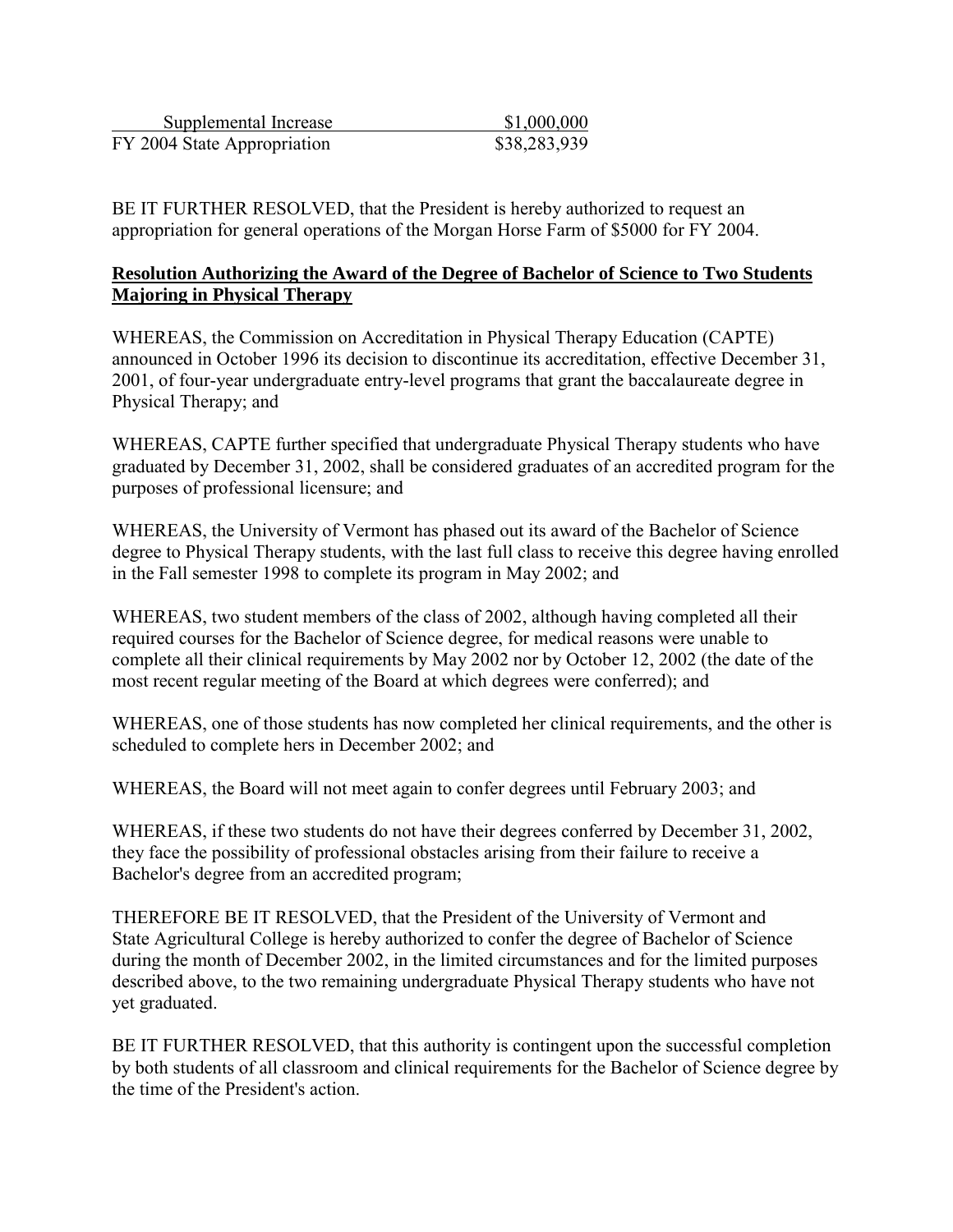| Supplemental Increase | $1,000,000 |
| --- | --- |
| FY 2004 State Appropriation | $38,283,939 |

BE IT FURTHER RESOLVED, that the President is hereby authorized to request an appropriation for general operations of the Morgan Horse Farm of $5000 for FY 2004.

**Resolution Authorizing the Award of the Degree of Bachelor of Science to Two Students Majoring in Physical Therapy**

WHEREAS, the Commission on Accreditation in Physical Therapy Education (CAPTE) announced in October 1996 its decision to discontinue its accreditation, effective December 31, 2001, of four-year undergraduate entry-level programs that grant the baccalaureate degree in Physical Therapy; and

WHEREAS, CAPTE further specified that undergraduate Physical Therapy students who have graduated by December 31, 2002, shall be considered graduates of an accredited program for the purposes of professional licensure; and

WHEREAS, the University of Vermont has phased out its award of the Bachelor of Science degree to Physical Therapy students, with the last full class to receive this degree having enrolled in the Fall semester 1998 to complete its program in May 2002; and

WHEREAS, two student members of the class of 2002, although having completed all their required courses for the Bachelor of Science degree, for medical reasons were unable to complete all their clinical requirements by May 2002 nor by October 12, 2002 (the date of the most recent regular meeting of the Board at which degrees were conferred); and

WHEREAS, one of those students has now completed her clinical requirements, and the other is scheduled to complete hers in December 2002; and

WHEREAS, the Board will not meet again to confer degrees until February 2003; and

WHEREAS, if these two students do not have their degrees conferred by December 31, 2002, they face the possibility of professional obstacles arising from their failure to receive a Bachelor's degree from an accredited program;

THEREFORE BE IT RESOLVED, that the President of the University of Vermont and State Agricultural College is hereby authorized to confer the degree of Bachelor of Science during the month of December 2002, in the limited circumstances and for the limited purposes described above, to the two remaining undergraduate Physical Therapy students who have not yet graduated.

BE IT FURTHER RESOLVED, that this authority is contingent upon the successful completion by both students of all classroom and clinical requirements for the Bachelor of Science degree by the time of the President's action.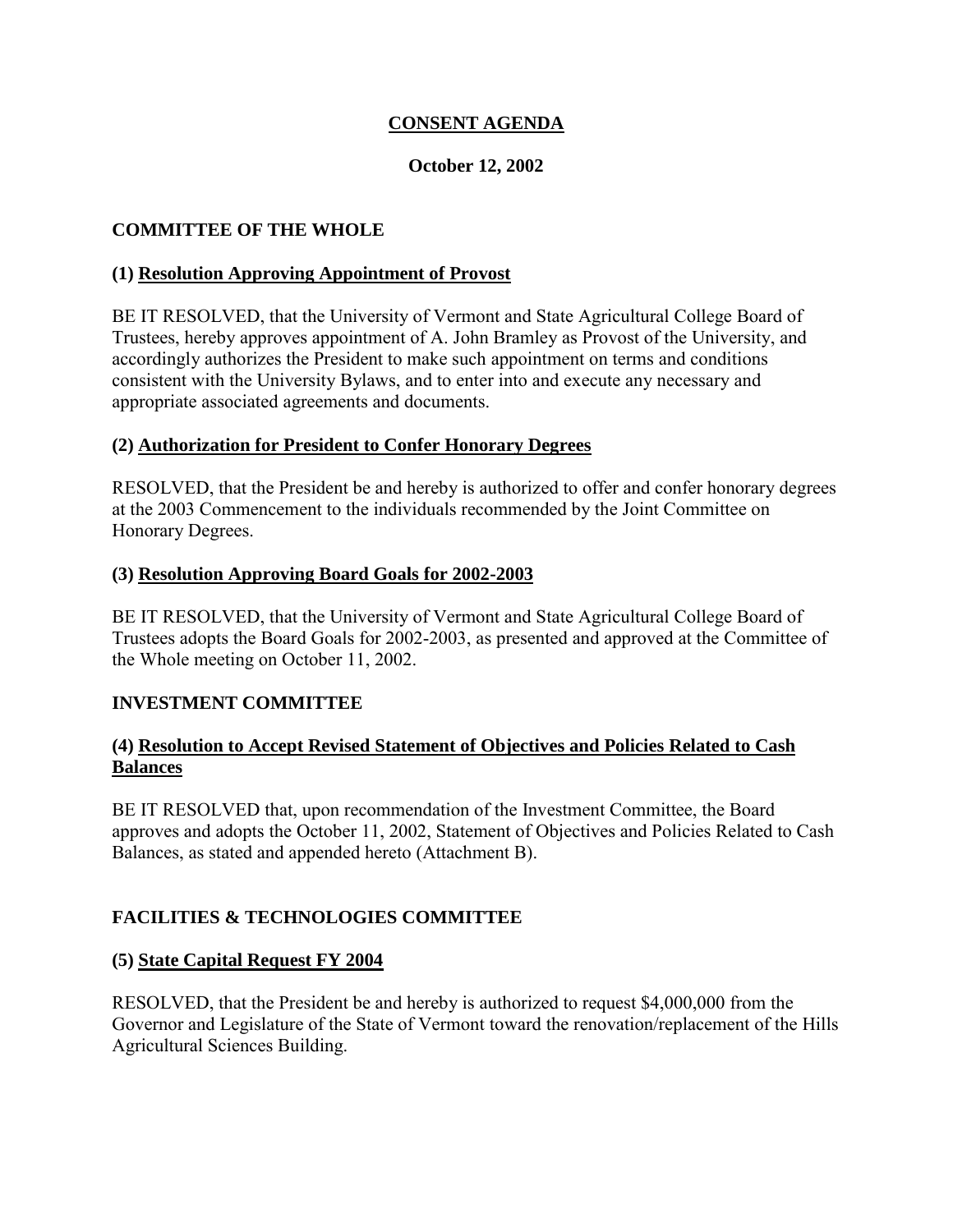# CONSENT AGENDA

**October 12, 2002**

## COMMITTEE OF THE WHOLE

### (1) Resolution Approving Appointment of Provost

BE IT RESOLVED, that the University of Vermont and State Agricultural College Board of Trustees, hereby approves appointment of A. John Bramley as Provost of the University, and accordingly authorizes the President to make such appointment on terms and conditions consistent with the University Bylaws, and to enter into and execute any necessary and appropriate associated agreements and documents.

### (2) Authorization for President to Confer Honorary Degrees

RESOLVED, that the President be and hereby is authorized to offer and confer honorary degrees at the 2003 Commencement to the individuals recommended by the Joint Committee on Honorary Degrees.

### (3) Resolution Approving Board Goals for 2002-2003

BE IT RESOLVED, that the University of Vermont and State Agricultural College Board of Trustees adopts the Board Goals for 2002-2003, as presented and approved at the Committee of the Whole meeting on October 11, 2002.

## INVESTMENT COMMITTEE

### (4) Resolution to Accept Revised Statement of Objectives and Policies Related to Cash Balances

BE IT RESOLVED that, upon recommendation of the Investment Committee, the Board approves and adopts the October 11, 2002, Statement of Objectives and Policies Related to Cash Balances, as stated and appended hereto (Attachment B).

## FACILITIES & TECHNOLOGIES COMMITTEE

### (5) State Capital Request FY 2004

RESOLVED, that the President be and hereby is authorized to request $4,000,000 from the Governor and Legislature of the State of Vermont toward the renovation/replacement of the Hills Agricultural Sciences Building.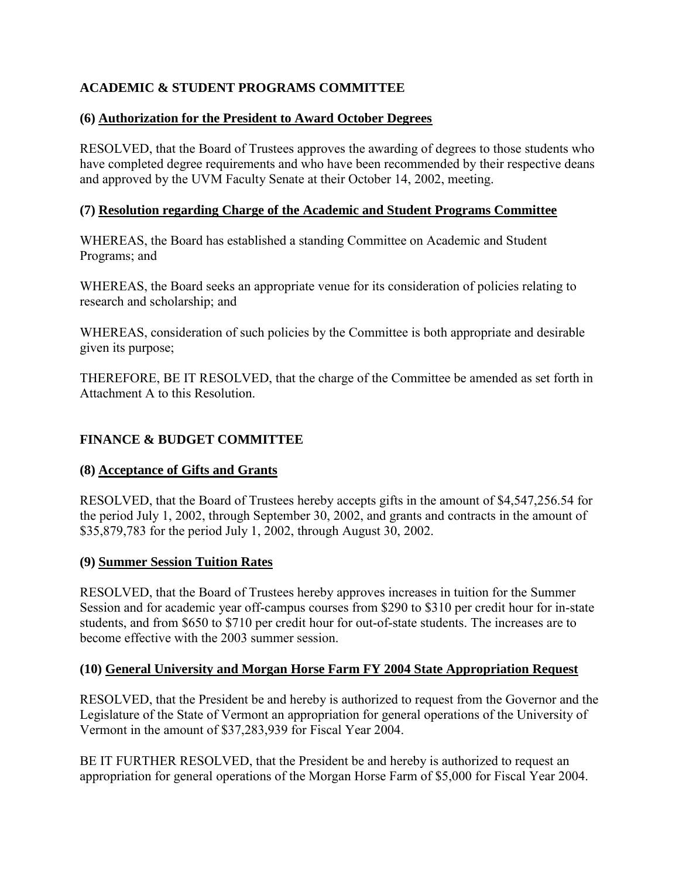## ACADEMIC & STUDENT PROGRAMS COMMITTEE

### (6) Authorization for the President to Award October Degrees

RESOLVED, that the Board of Trustees approves the awarding of degrees to those students who have completed degree requirements and who have been recommended by their respective deans and approved by the UVM Faculty Senate at their October 14, 2002, meeting.

### (7) Resolution regarding Charge of the Academic and Student Programs Committee

WHEREAS, the Board has established a standing Committee on Academic and Student Programs; and

WHEREAS, the Board seeks an appropriate venue for its consideration of policies relating to research and scholarship; and

WHEREAS, consideration of such policies by the Committee is both appropriate and desirable given its purpose;

THEREFORE, BE IT RESOLVED, that the charge of the Committee be amended as set forth in Attachment A to this Resolution.

## FINANCE & BUDGET COMMITTEE

### (8) Acceptance of Gifts and Grants

RESOLVED, that the Board of Trustees hereby accepts gifts in the amount of $4,547,256.54 for the period July 1, 2002, through September 30, 2002, and grants and contracts in the amount of $35,879,783 for the period July 1, 2002, through August 30, 2002.

### (9) Summer Session Tuition Rates

RESOLVED, that the Board of Trustees hereby approves increases in tuition for the Summer Session and for academic year off-campus courses from $290 to $310 per credit hour for in-state students, and from $650 to $710 per credit hour for out-of-state students. The increases are to become effective with the 2003 summer session.

### (10) General University and Morgan Horse Farm FY 2004 State Appropriation Request

RESOLVED, that the President be and hereby is authorized to request from the Governor and the Legislature of the State of Vermont an appropriation for general operations of the University of Vermont in the amount of $37,283,939 for Fiscal Year 2004.

BE IT FURTHER RESOLVED, that the President be and hereby is authorized to request an appropriation for general operations of the Morgan Horse Farm of $5,000 for Fiscal Year 2004.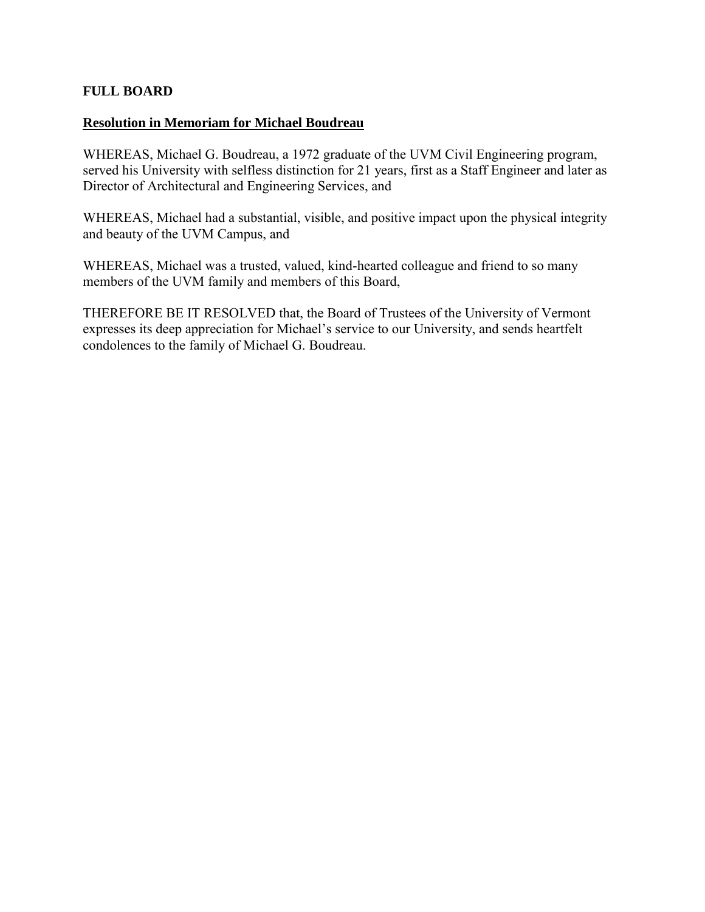**FULL BOARD**

**Resolution in Memoriam for Michael Boudreau**

WHEREAS, Michael G. Boudreau, a 1972 graduate of the UVM Civil Engineering program, served his University with selfless distinction for 21 years, first as a Staff Engineer and later as Director of Architectural and Engineering Services, and

WHEREAS, Michael had a substantial, visible, and positive impact upon the physical integrity and beauty of the UVM Campus, and

WHEREAS, Michael was a trusted, valued, kind-hearted colleague and friend to so many members of the UVM family and members of this Board,

THEREFORE BE IT RESOLVED that, the Board of Trustees of the University of Vermont expresses its deep appreciation for Michael's service to our University, and sends heartfelt condolences to the family of Michael G. Boudreau.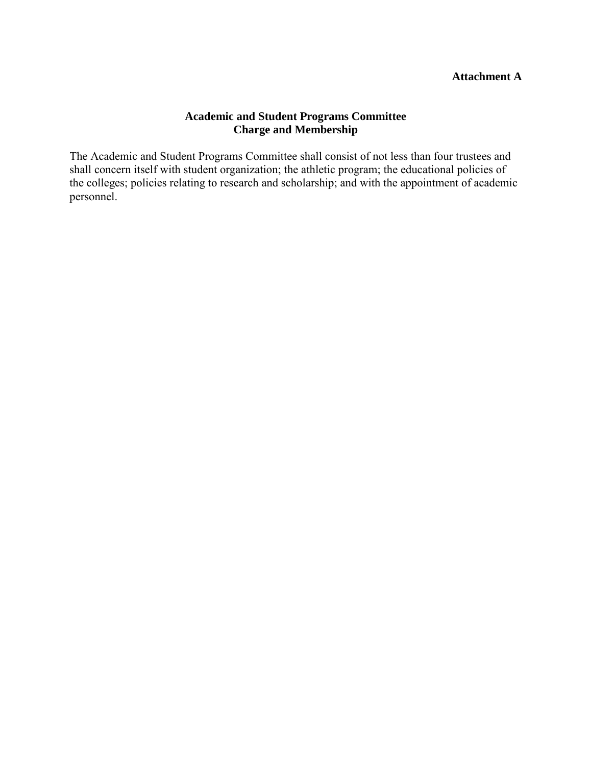**Attachment A**

## Academic and Student Programs Committee
## Charge and Membership

The Academic and Student Programs Committee shall consist of not less than four trustees and shall concern itself with student organization; the athletic program; the educational policies of the colleges; policies relating to research and scholarship; and with the appointment of academic personnel.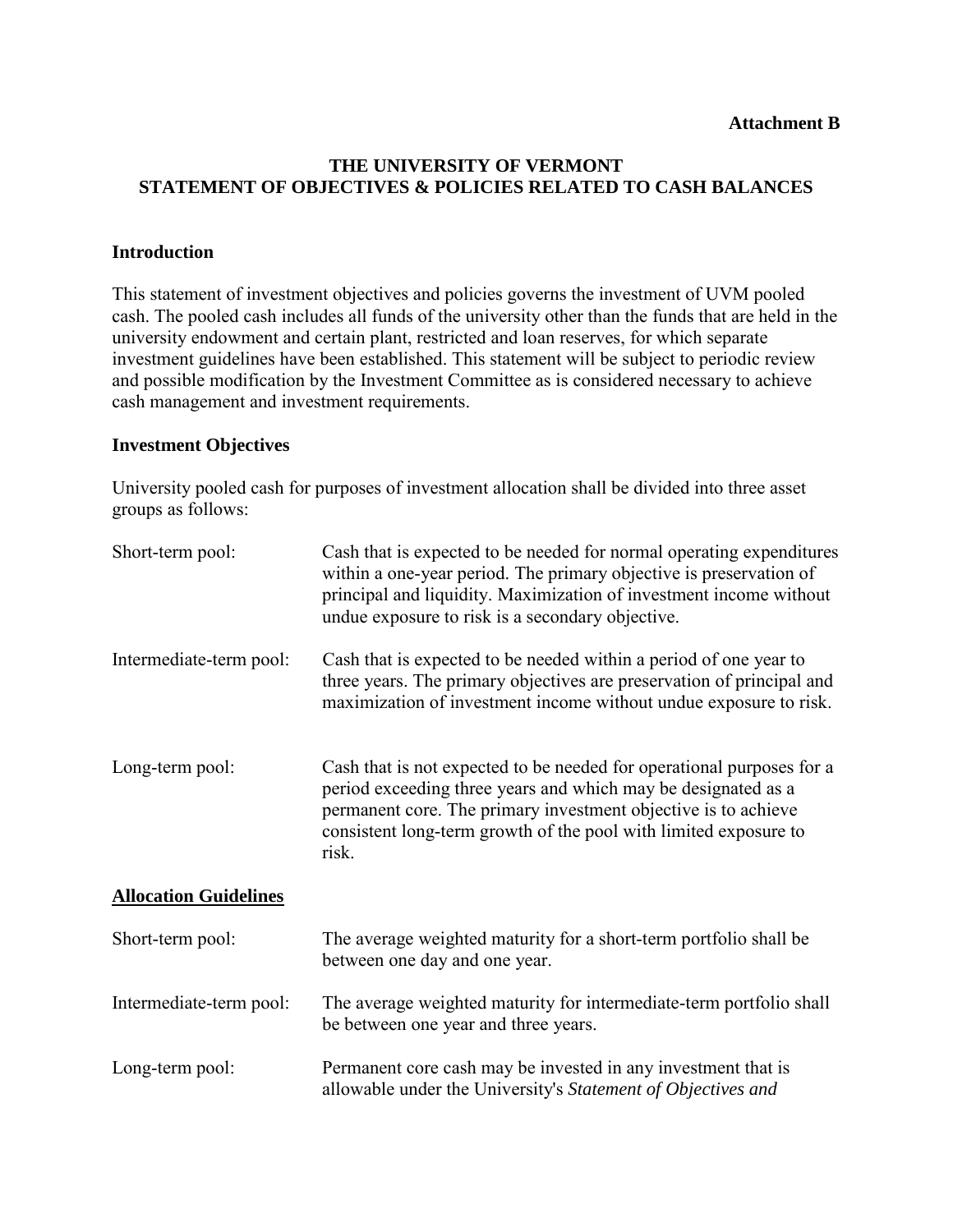**Attachment B**

# THE UNIVERSITY OF VERMONT
# STATEMENT OF OBJECTIVES & POLICIES RELATED TO CASH BALANCES

## Introduction

This statement of investment objectives and policies governs the investment of UVM pooled cash. The pooled cash includes all funds of the university other than the funds that are held in the university endowment and certain plant, restricted and loan reserves, for which separate investment guidelines have been established. This statement will be subject to periodic review and possible modification by the Investment Committee as is considered necessary to achieve cash management and investment requirements.

## Investment Objectives

University pooled cash for purposes of investment allocation shall be divided into three asset groups as follows:

Short-term pool: Cash that is expected to be needed for normal operating expenditures within a one-year period. The primary objective is preservation of principal and liquidity. Maximization of investment income without undue exposure to risk is a secondary objective.

Intermediate-term pool: Cash that is expected to be needed within a period of one year to three years. The primary objectives are preservation of principal and maximization of investment income without undue exposure to risk.

Long-term pool: Cash that is not expected to be needed for operational purposes for a period exceeding three years and which may be designated as a permanent core. The primary investment objective is to achieve consistent long-term growth of the pool with limited exposure to risk.

## Allocation Guidelines

Short-term pool: The average weighted maturity for a short-term portfolio shall be between one day and one year.

Intermediate-term pool: The average weighted maturity for intermediate-term portfolio shall be between one year and three years.

Long-term pool: Permanent core cash may be invested in any investment that is allowable under the University's *Statement of Objectives and*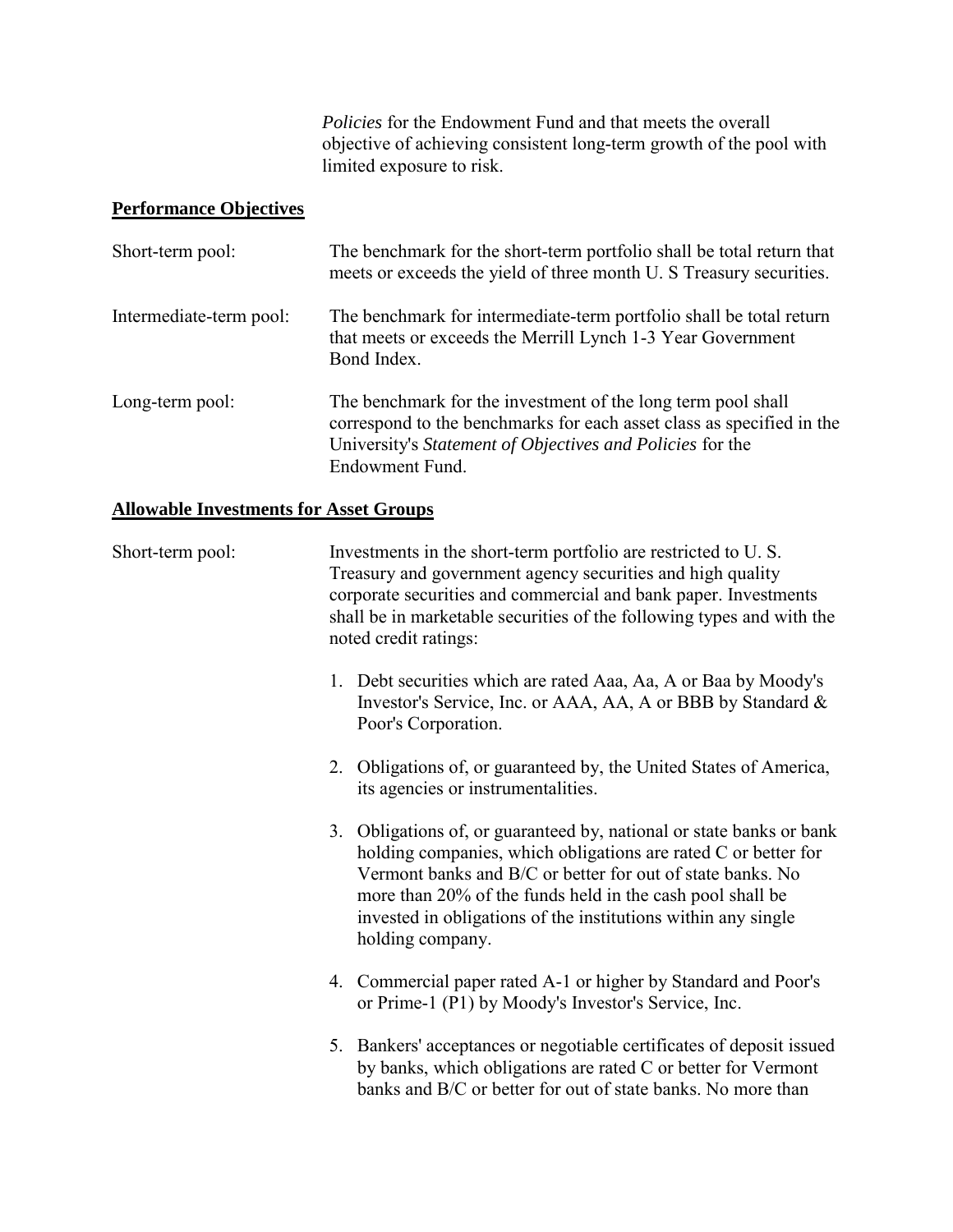*Policies* for the Endowment Fund and that meets the overall objective of achieving consistent long-term growth of the pool with limited exposure to risk.

**Performance Objectives**

Short-term pool: The benchmark for the short-term portfolio shall be total return that meets or exceeds the yield of three month U. S Treasury securities.

Intermediate-term pool: The benchmark for intermediate-term portfolio shall be total return that meets or exceeds the Merrill Lynch 1-3 Year Government Bond Index.

Long-term pool: The benchmark for the investment of the long term pool shall correspond to the benchmarks for each asset class as specified in the University's *Statement of Objectives and Policies* for the Endowment Fund.

**Allowable Investments for Asset Groups**

Short-term pool: Investments in the short-term portfolio are restricted to U. S. Treasury and government agency securities and high quality corporate securities and commercial and bank paper. Investments shall be in marketable securities of the following types and with the noted credit ratings:

1. Debt securities which are rated Aaa, Aa, A or Baa by Moody's Investor's Service, Inc. or AAA, AA, A or BBB by Standard & Poor's Corporation.

2. Obligations of, or guaranteed by, the United States of America, its agencies or instrumentalities.

3. Obligations of, or guaranteed by, national or state banks or bank holding companies, which obligations are rated C or better for Vermont banks and B/C or better for out of state banks. No more than 20% of the funds held in the cash pool shall be invested in obligations of the institutions within any single holding company.

4. Commercial paper rated A-1 or higher by Standard and Poor's or Prime-1 (P1) by Moody's Investor's Service, Inc.

5. Bankers' acceptances or negotiable certificates of deposit issued by banks, which obligations are rated C or better for Vermont banks and B/C or better for out of state banks. No more than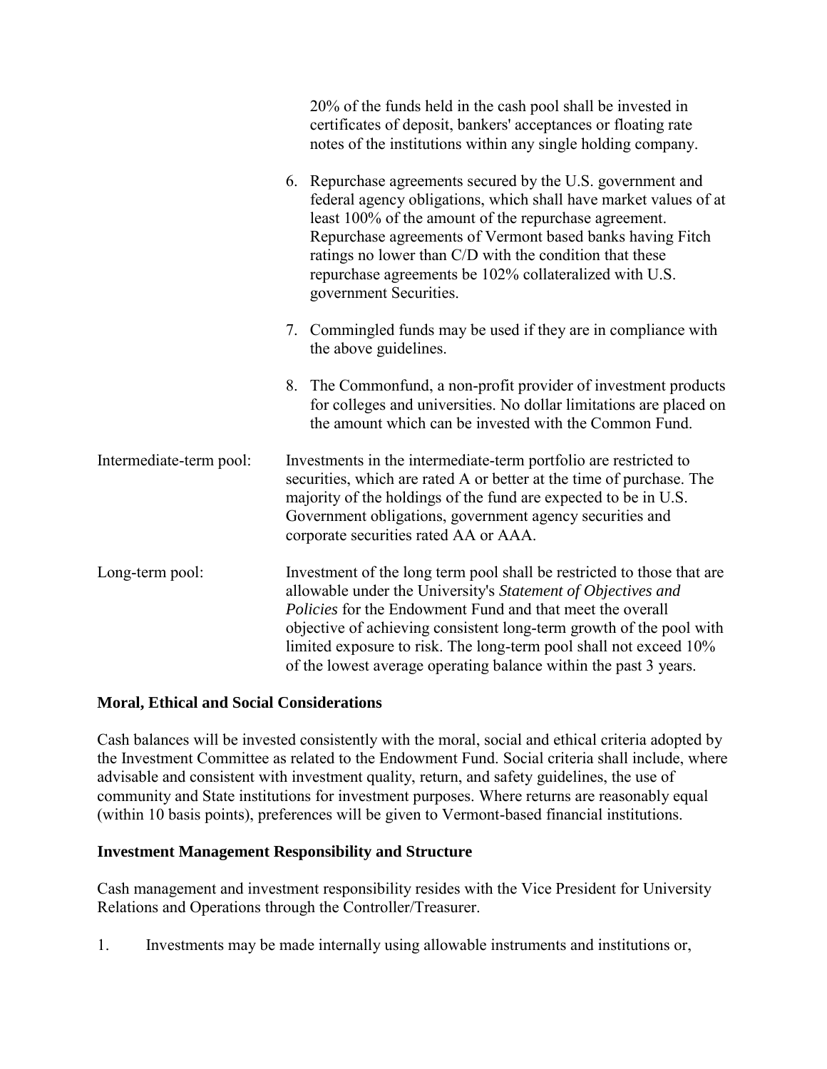20% of the funds held in the cash pool shall be invested in certificates of deposit, bankers' acceptances or floating rate notes of the institutions within any single holding company.

6. Repurchase agreements secured by the U.S. government and federal agency obligations, which shall have market values of at least 100% of the amount of the repurchase agreement. Repurchase agreements of Vermont based banks having Fitch ratings no lower than C/D with the condition that these repurchase agreements be 102% collateralized with U.S. government Securities.

7. Commingled funds may be used if they are in compliance with the above guidelines.

8. The Commonfund, a non-profit provider of investment products for colleges and universities. No dollar limitations are placed on the amount which can be invested with the Common Fund.

Intermediate-term pool: Investments in the intermediate-term portfolio are restricted to securities, which are rated A or better at the time of purchase. The majority of the holdings of the fund are expected to be in U.S. Government obligations, government agency securities and corporate securities rated AA or AAA.

Long-term pool: Investment of the long term pool shall be restricted to those that are allowable under the University's *Statement of Objectives and Policies* for the Endowment Fund and that meet the overall objective of achieving consistent long-term growth of the pool with limited exposure to risk. The long-term pool shall not exceed 10% of the lowest average operating balance within the past 3 years.

**Moral, Ethical and Social Considerations**

Cash balances will be invested consistently with the moral, social and ethical criteria adopted by the Investment Committee as related to the Endowment Fund. Social criteria shall include, where advisable and consistent with investment quality, return, and safety guidelines, the use of community and State institutions for investment purposes. Where returns are reasonably equal (within 10 basis points), preferences will be given to Vermont-based financial institutions.

**Investment Management Responsibility and Structure**

Cash management and investment responsibility resides with the Vice President for University Relations and Operations through the Controller/Treasurer.

1. Investments may be made internally using allowable instruments and institutions or,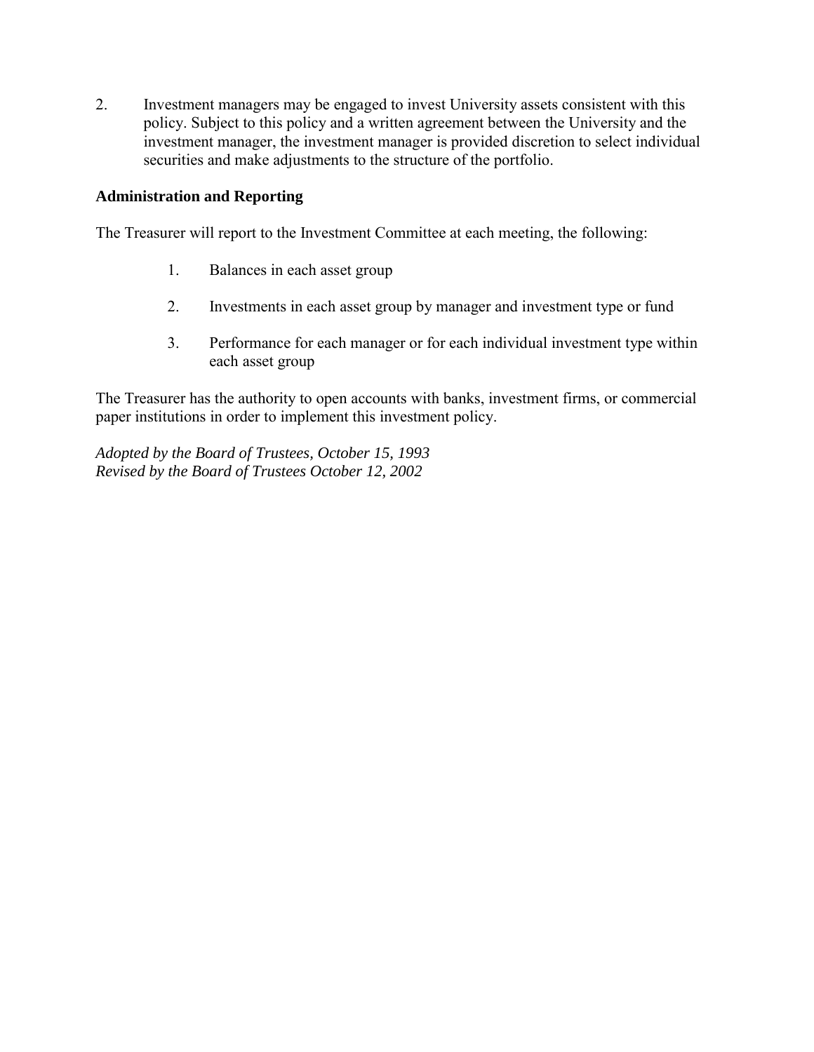2. Investment managers may be engaged to invest University assets consistent with this policy. Subject to this policy and a written agreement between the University and the investment manager, the investment manager is provided discretion to select individual securities and make adjustments to the structure of the portfolio.

**Administration and Reporting**

The Treasurer will report to the Investment Committee at each meeting, the following:

1. Balances in each asset group
2. Investments in each asset group by manager and investment type or fund
3. Performance for each manager or for each individual investment type within each asset group

The Treasurer has the authority to open accounts with banks, investment firms, or commercial paper institutions in order to implement this investment policy.

*Adopted by the Board of Trustees, October 15, 1993*
*Revised by the Board of Trustees October 12, 2002*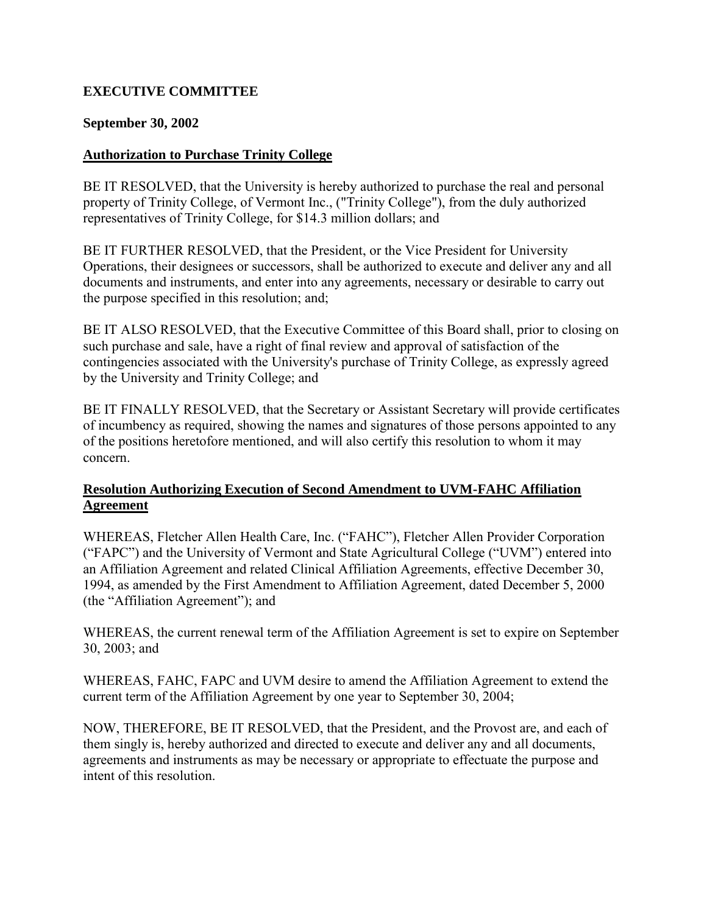**EXECUTIVE COMMITTEE**

**September 30, 2002**

## Authorization to Purchase Trinity College

BE IT RESOLVED, that the University is hereby authorized to purchase the real and personal property of Trinity College, of Vermont Inc., ("Trinity College"), from the duly authorized representatives of Trinity College, for $14.3 million dollars; and

BE IT FURTHER RESOLVED, that the President, or the Vice President for University Operations, their designees or successors, shall be authorized to execute and deliver any and all documents and instruments, and enter into any agreements, necessary or desirable to carry out the purpose specified in this resolution; and;

BE IT ALSO RESOLVED, that the Executive Committee of this Board shall, prior to closing on such purchase and sale, have a right of final review and approval of satisfaction of the contingencies associated with the University's purchase of Trinity College, as expressly agreed by the University and Trinity College; and

BE IT FINALLY RESOLVED, that the Secretary or Assistant Secretary will provide certificates of incumbency as required, showing the names and signatures of those persons appointed to any of the positions heretofore mentioned, and will also certify this resolution to whom it may concern.

## Resolution Authorizing Execution of Second Amendment to UVM-FAHC Affiliation Agreement

WHEREAS, Fletcher Allen Health Care, Inc. ("FAHC"), Fletcher Allen Provider Corporation ("FAPC") and the University of Vermont and State Agricultural College ("UVM") entered into an Affiliation Agreement and related Clinical Affiliation Agreements, effective December 30, 1994, as amended by the First Amendment to Affiliation Agreement, dated December 5, 2000 (the "Affiliation Agreement"); and

WHEREAS, the current renewal term of the Affiliation Agreement is set to expire on September 30, 2003; and

WHEREAS, FAHC, FAPC and UVM desire to amend the Affiliation Agreement to extend the current term of the Affiliation Agreement by one year to September 30, 2004;

NOW, THEREFORE, BE IT RESOLVED, that the President, and the Provost are, and each of them singly is, hereby authorized and directed to execute and deliver any and all documents, agreements and instruments as may be necessary or appropriate to effectuate the purpose and intent of this resolution.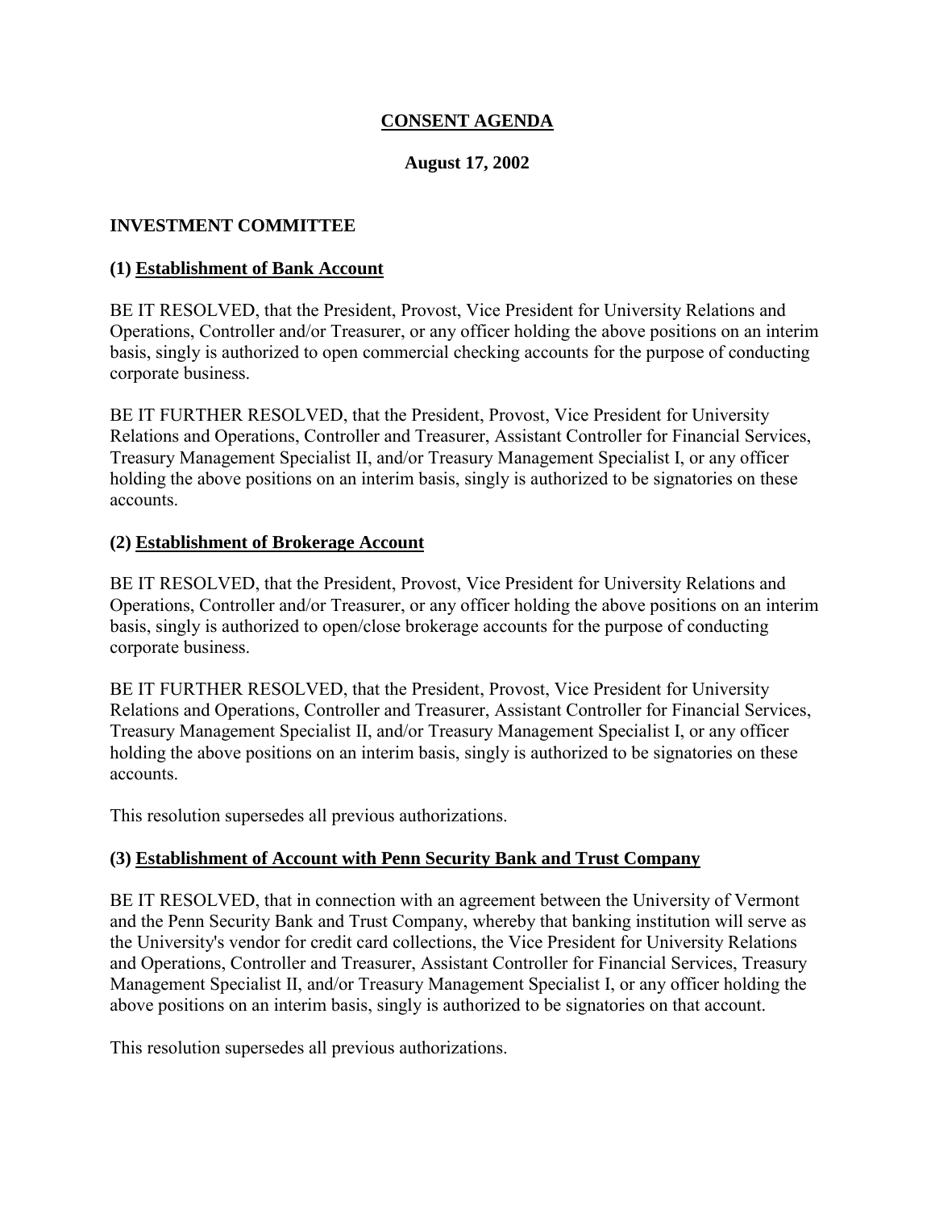# CONSENT AGENDA

**August 17, 2002**

## INVESTMENT COMMITTEE

### (1) Establishment of Bank Account

BE IT RESOLVED, that the President, Provost, Vice President for University Relations and Operations, Controller and/or Treasurer, or any officer holding the above positions on an interim basis, singly is authorized to open commercial checking accounts for the purpose of conducting corporate business.

BE IT FURTHER RESOLVED, that the President, Provost, Vice President for University Relations and Operations, Controller and Treasurer, Assistant Controller for Financial Services, Treasury Management Specialist II, and/or Treasury Management Specialist I, or any officer holding the above positions on an interim basis, singly is authorized to be signatories on these accounts.

### (2) Establishment of Brokerage Account

BE IT RESOLVED, that the President, Provost, Vice President for University Relations and Operations, Controller and/or Treasurer, or any officer holding the above positions on an interim basis, singly is authorized to open/close brokerage accounts for the purpose of conducting corporate business.

BE IT FURTHER RESOLVED, that the President, Provost, Vice President for University Relations and Operations, Controller and Treasurer, Assistant Controller for Financial Services, Treasury Management Specialist II, and/or Treasury Management Specialist I, or any officer holding the above positions on an interim basis, singly is authorized to be signatories on these accounts.

This resolution supersedes all previous authorizations.

### (3) Establishment of Account with Penn Security Bank and Trust Company

BE IT RESOLVED, that in connection with an agreement between the University of Vermont and the Penn Security Bank and Trust Company, whereby that banking institution will serve as the University's vendor for credit card collections, the Vice President for University Relations and Operations, Controller and Treasurer, Assistant Controller for Financial Services, Treasury Management Specialist II, and/or Treasury Management Specialist I, or any officer holding the above positions on an interim basis, singly is authorized to be signatories on that account.

This resolution supersedes all previous authorizations.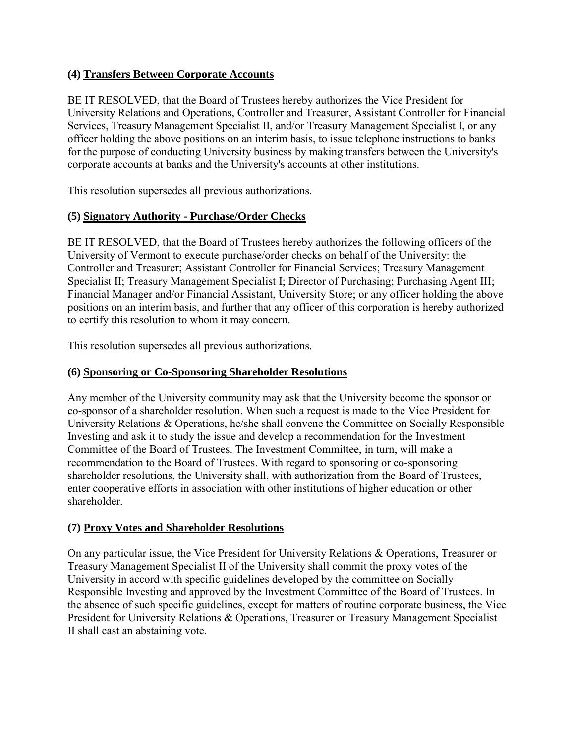### (4) Transfers Between Corporate Accounts

BE IT RESOLVED, that the Board of Trustees hereby authorizes the Vice President for University Relations and Operations, Controller and Treasurer, Assistant Controller for Financial Services, Treasury Management Specialist II, and/or Treasury Management Specialist I, or any officer holding the above positions on an interim basis, to issue telephone instructions to banks for the purpose of conducting University business by making transfers between the University's corporate accounts at banks and the University's accounts at other institutions.

This resolution supersedes all previous authorizations.

### (5) Signatory Authority - Purchase/Order Checks

BE IT RESOLVED, that the Board of Trustees hereby authorizes the following officers of the University of Vermont to execute purchase/order checks on behalf of the University: the Controller and Treasurer; Assistant Controller for Financial Services; Treasury Management Specialist II; Treasury Management Specialist I; Director of Purchasing; Purchasing Agent III; Financial Manager and/or Financial Assistant, University Store; or any officer holding the above positions on an interim basis, and further that any officer of this corporation is hereby authorized to certify this resolution to whom it may concern.

This resolution supersedes all previous authorizations.

### (6) Sponsoring or Co-Sponsoring Shareholder Resolutions

Any member of the University community may ask that the University become the sponsor or co-sponsor of a shareholder resolution. When such a request is made to the Vice President for University Relations & Operations, he/she shall convene the Committee on Socially Responsible Investing and ask it to study the issue and develop a recommendation for the Investment Committee of the Board of Trustees. The Investment Committee, in turn, will make a recommendation to the Board of Trustees. With regard to sponsoring or co-sponsoring shareholder resolutions, the University shall, with authorization from the Board of Trustees, enter cooperative efforts in association with other institutions of higher education or other shareholder.

### (7) Proxy Votes and Shareholder Resolutions

On any particular issue, the Vice President for University Relations & Operations, Treasurer or Treasury Management Specialist II of the University shall commit the proxy votes of the University in accord with specific guidelines developed by the committee on Socially Responsible Investing and approved by the Investment Committee of the Board of Trustees. In the absence of such specific guidelines, except for matters of routine corporate business, the Vice President for University Relations & Operations, Treasurer or Treasury Management Specialist II shall cast an abstaining vote.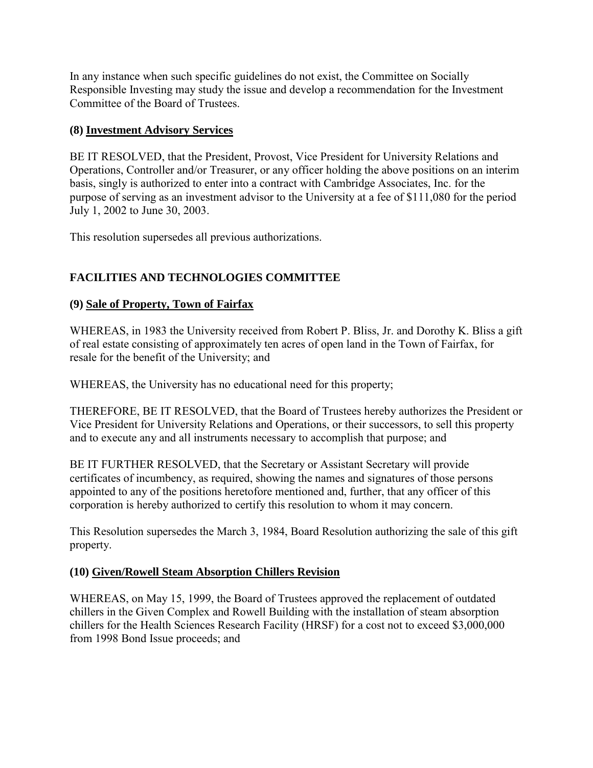In any instance when such specific guidelines do not exist, the Committee on Socially Responsible Investing may study the issue and develop a recommendation for the Investment Committee of the Board of Trustees.

**(8) <u>Investment Advisory Services</u>**

BE IT RESOLVED, that the President, Provost, Vice President for University Relations and Operations, Controller and/or Treasurer, or any officer holding the above positions on an interim basis, singly is authorized to enter into a contract with Cambridge Associates, Inc. for the purpose of serving as an investment advisor to the University at a fee of $111,080 for the period July 1, 2002 to June 30, 2003.

This resolution supersedes all previous authorizations.

## FACILITIES AND TECHNOLOGIES COMMITTEE

**(9) <u>Sale of Property, Town of Fairfax</u>**

WHEREAS, in 1983 the University received from Robert P. Bliss, Jr. and Dorothy K. Bliss a gift of real estate consisting of approximately ten acres of open land in the Town of Fairfax, for resale for the benefit of the University; and

WHEREAS, the University has no educational need for this property;

THEREFORE, BE IT RESOLVED, that the Board of Trustees hereby authorizes the President or Vice President for University Relations and Operations, or their successors, to sell this property and to execute any and all instruments necessary to accomplish that purpose; and

BE IT FURTHER RESOLVED, that the Secretary or Assistant Secretary will provide certificates of incumbency, as required, showing the names and signatures of those persons appointed to any of the positions heretofore mentioned and, further, that any officer of this corporation is hereby authorized to certify this resolution to whom it may concern.

This Resolution supersedes the March 3, 1984, Board Resolution authorizing the sale of this gift property.

**(10) <u>Given/Rowell Steam Absorption Chillers Revision</u>**

WHEREAS, on May 15, 1999, the Board of Trustees approved the replacement of outdated chillers in the Given Complex and Rowell Building with the installation of steam absorption chillers for the Health Sciences Research Facility (HRSF) for a cost not to exceed $3,000,000 from 1998 Bond Issue proceeds; and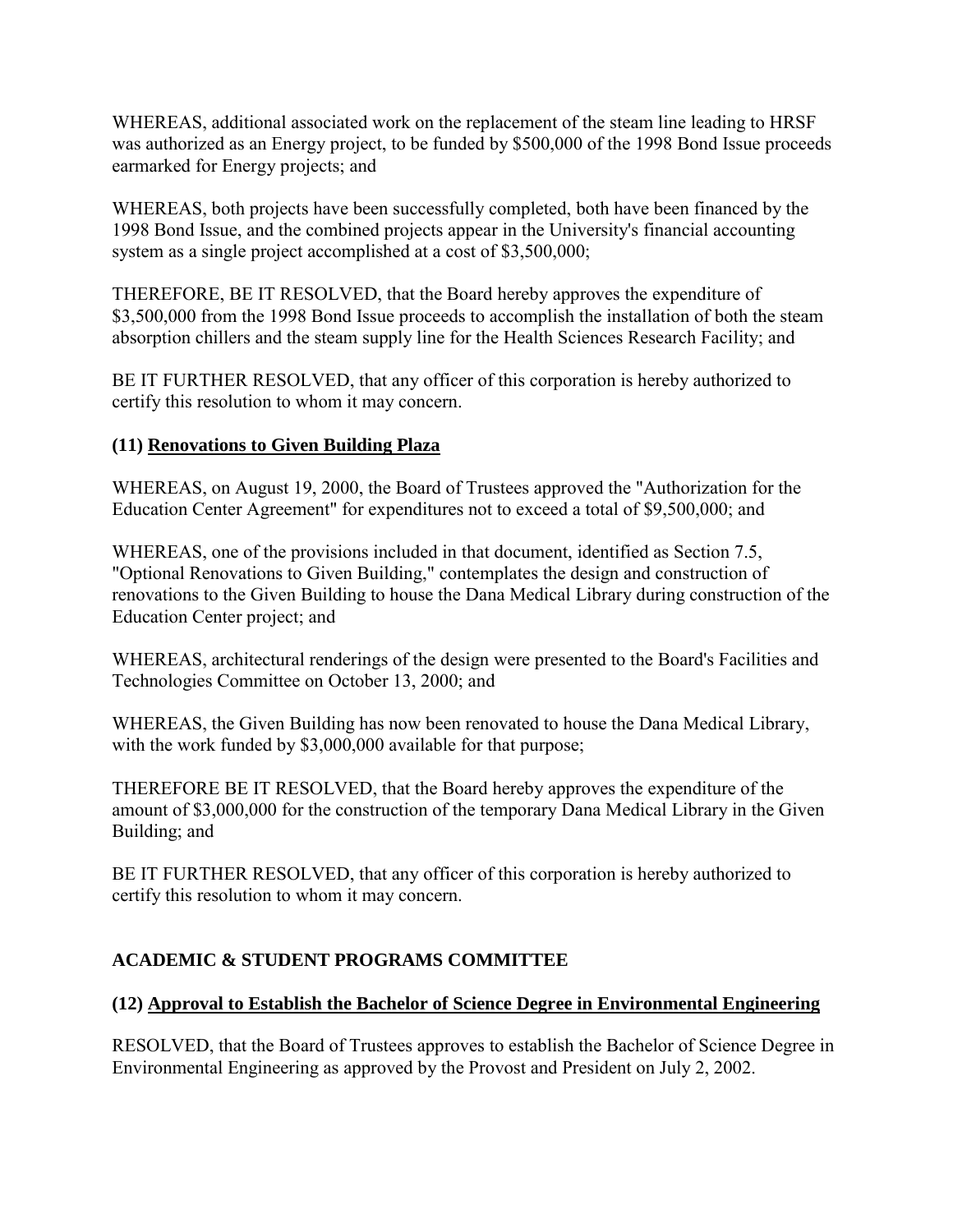WHEREAS, additional associated work on the replacement of the steam line leading to HRSF was authorized as an Energy project, to be funded by $500,000 of the 1998 Bond Issue proceeds earmarked for Energy projects; and

WHEREAS, both projects have been successfully completed, both have been financed by the 1998 Bond Issue, and the combined projects appear in the University's financial accounting system as a single project accomplished at a cost of $3,500,000;

THEREFORE, BE IT RESOLVED, that the Board hereby approves the expenditure of $3,500,000 from the 1998 Bond Issue proceeds to accomplish the installation of both the steam absorption chillers and the steam supply line for the Health Sciences Research Facility; and

BE IT FURTHER RESOLVED, that any officer of this corporation is hereby authorized to certify this resolution to whom it may concern.

### (11) Renovations to Given Building Plaza

WHEREAS, on August 19, 2000, the Board of Trustees approved the "Authorization for the Education Center Agreement" for expenditures not to exceed a total of $9,500,000; and

WHEREAS, one of the provisions included in that document, identified as Section 7.5, "Optional Renovations to Given Building," contemplates the design and construction of renovations to the Given Building to house the Dana Medical Library during construction of the Education Center project; and

WHEREAS, architectural renderings of the design were presented to the Board's Facilities and Technologies Committee on October 13, 2000; and

WHEREAS, the Given Building has now been renovated to house the Dana Medical Library, with the work funded by $3,000,000 available for that purpose;

THEREFORE BE IT RESOLVED, that the Board hereby approves the expenditure of the amount of $3,000,000 for the construction of the temporary Dana Medical Library in the Given Building; and

BE IT FURTHER RESOLVED, that any officer of this corporation is hereby authorized to certify this resolution to whom it may concern.

## ACADEMIC & STUDENT PROGRAMS COMMITTEE

### (12) Approval to Establish the Bachelor of Science Degree in Environmental Engineering

RESOLVED, that the Board of Trustees approves to establish the Bachelor of Science Degree in Environmental Engineering as approved by the Provost and President on July 2, 2002.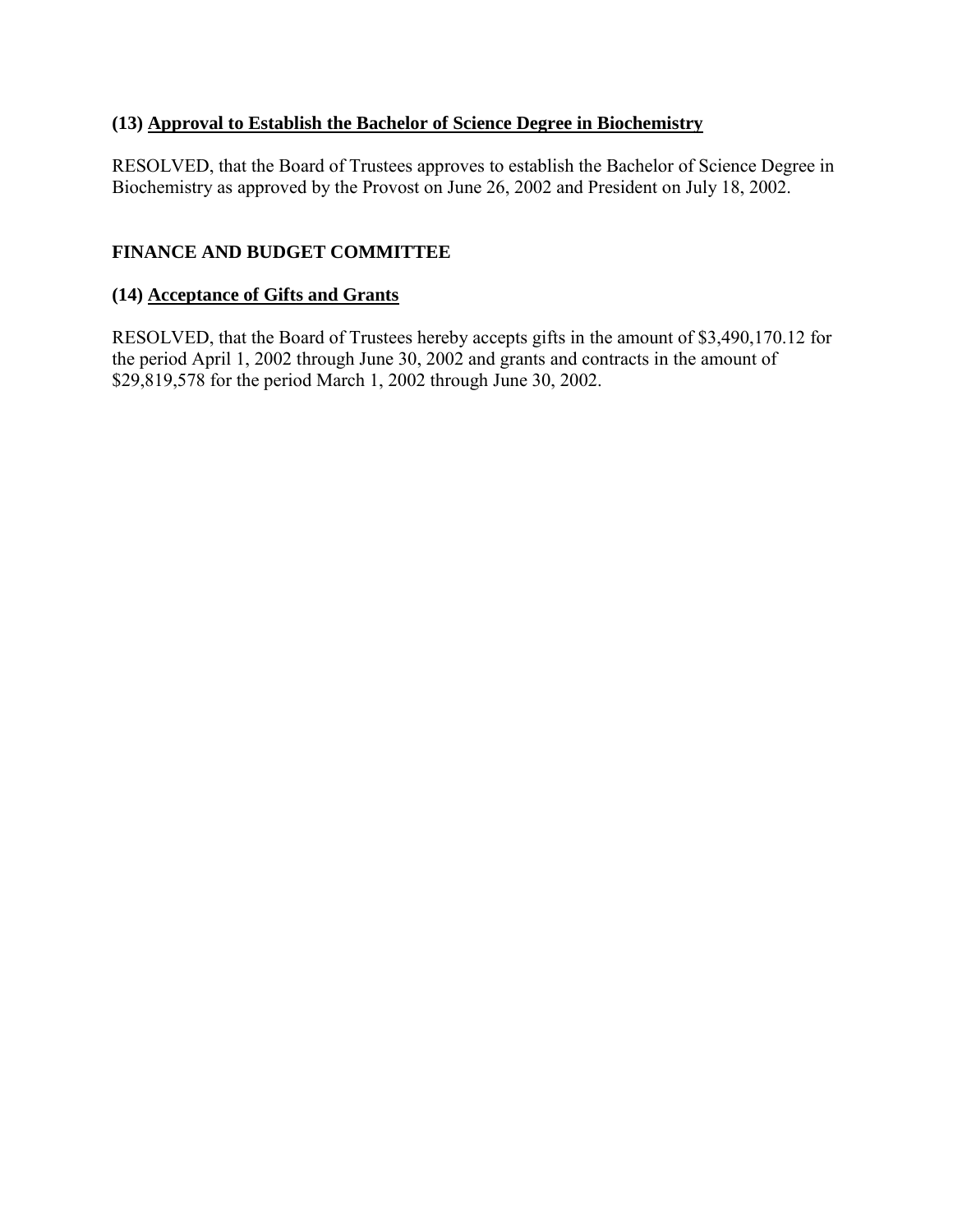**(13) <u>Approval to Establish the Bachelor of Science Degree in Biochemistry</u>**

RESOLVED, that the Board of Trustees approves to establish the Bachelor of Science Degree in Biochemistry as approved by the Provost on June 26, 2002 and President on July 18, 2002.

**FINANCE AND BUDGET COMMITTEE**

**(14) <u>Acceptance of Gifts and Grants</u>**

RESOLVED, that the Board of Trustees hereby accepts gifts in the amount of $3,490,170.12 for the period April 1, 2002 through June 30, 2002 and grants and contracts in the amount of $29,819,578 for the period March 1, 2002 through June 30, 2002.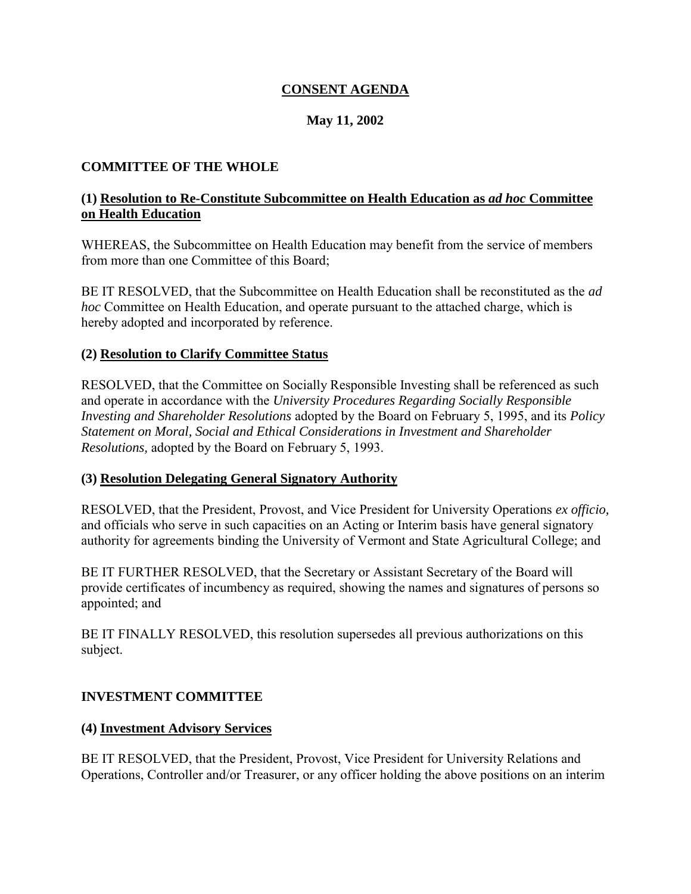# CONSENT AGENDA

**May 11, 2002**

## COMMITTEE OF THE WHOLE

### (1) Resolution to Re-Constitute Subcommittee on Health Education as *ad hoc* Committee on Health Education

WHEREAS, the Subcommittee on Health Education may benefit from the service of members from more than one Committee of this Board;

BE IT RESOLVED, that the Subcommittee on Health Education shall be reconstituted as the *ad hoc* Committee on Health Education, and operate pursuant to the attached charge, which is hereby adopted and incorporated by reference.

### (2) Resolution to Clarify Committee Status

RESOLVED, that the Committee on Socially Responsible Investing shall be referenced as such and operate in accordance with the *University Procedures Regarding Socially Responsible Investing and Shareholder Resolutions* adopted by the Board on February 5, 1995, and its *Policy Statement on Moral, Social and Ethical Considerations in Investment and Shareholder Resolutions,* adopted by the Board on February 5, 1993.

### (3) Resolution Delegating General Signatory Authority

RESOLVED, that the President, Provost, and Vice President for University Operations *ex officio,* and officials who serve in such capacities on an Acting or Interim basis have general signatory authority for agreements binding the University of Vermont and State Agricultural College; and

BE IT FURTHER RESOLVED, that the Secretary or Assistant Secretary of the Board will provide certificates of incumbency as required, showing the names and signatures of persons so appointed; and

BE IT FINALLY RESOLVED, this resolution supersedes all previous authorizations on this subject.

## INVESTMENT COMMITTEE

### (4) Investment Advisory Services

BE IT RESOLVED, that the President, Provost, Vice President for University Relations and Operations, Controller and/or Treasurer, or any officer holding the above positions on an interim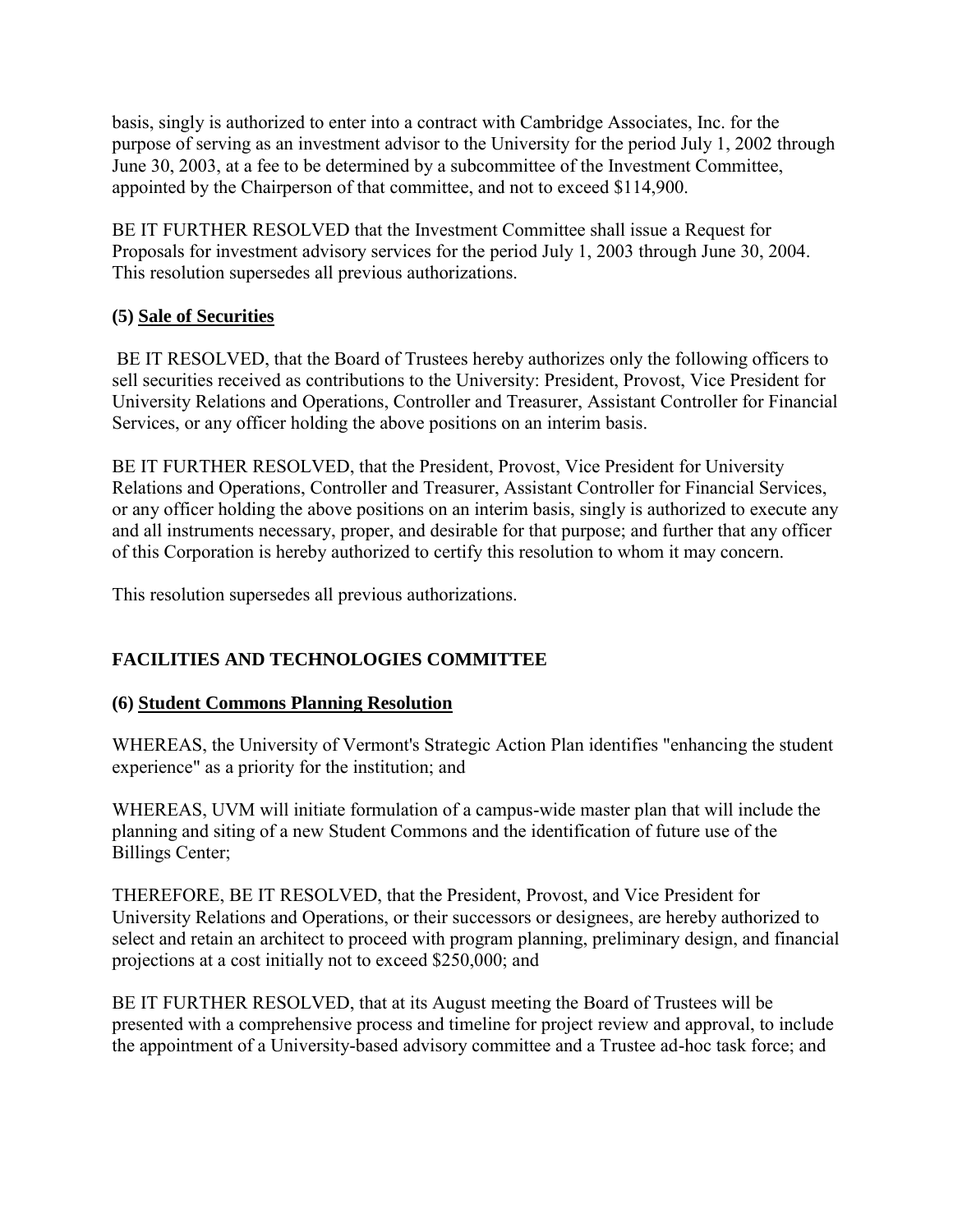basis, singly is authorized to enter into a contract with Cambridge Associates, Inc. for the purpose of serving as an investment advisor to the University for the period July 1, 2002 through June 30, 2003, at a fee to be determined by a subcommittee of the Investment Committee, appointed by the Chairperson of that committee, and not to exceed $114,900.

BE IT FURTHER RESOLVED that the Investment Committee shall issue a Request for Proposals for investment advisory services for the period July 1, 2003 through June 30, 2004. This resolution supersedes all previous authorizations.

### (5) <u>Sale of Securities</u>

BE IT RESOLVED, that the Board of Trustees hereby authorizes only the following officers to sell securities received as contributions to the University: President, Provost, Vice President for University Relations and Operations, Controller and Treasurer, Assistant Controller for Financial Services, or any officer holding the above positions on an interim basis.

BE IT FURTHER RESOLVED, that the President, Provost, Vice President for University Relations and Operations, Controller and Treasurer, Assistant Controller for Financial Services, or any officer holding the above positions on an interim basis, singly is authorized to execute any and all instruments necessary, proper, and desirable for that purpose; and further that any officer of this Corporation is hereby authorized to certify this resolution to whom it may concern.

This resolution supersedes all previous authorizations.

## FACILITIES AND TECHNOLOGIES COMMITTEE

### (6) <u>Student Commons Planning Resolution</u>

WHEREAS, the University of Vermont's Strategic Action Plan identifies "enhancing the student experience" as a priority for the institution; and

WHEREAS, UVM will initiate formulation of a campus-wide master plan that will include the planning and siting of a new Student Commons and the identification of future use of the Billings Center;

THEREFORE, BE IT RESOLVED, that the President, Provost, and Vice President for University Relations and Operations, or their successors or designees, are hereby authorized to select and retain an architect to proceed with program planning, preliminary design, and financial projections at a cost initially not to exceed $250,000; and

BE IT FURTHER RESOLVED, that at its August meeting the Board of Trustees will be presented with a comprehensive process and timeline for project review and approval, to include the appointment of a University-based advisory committee and a Trustee ad-hoc task force; and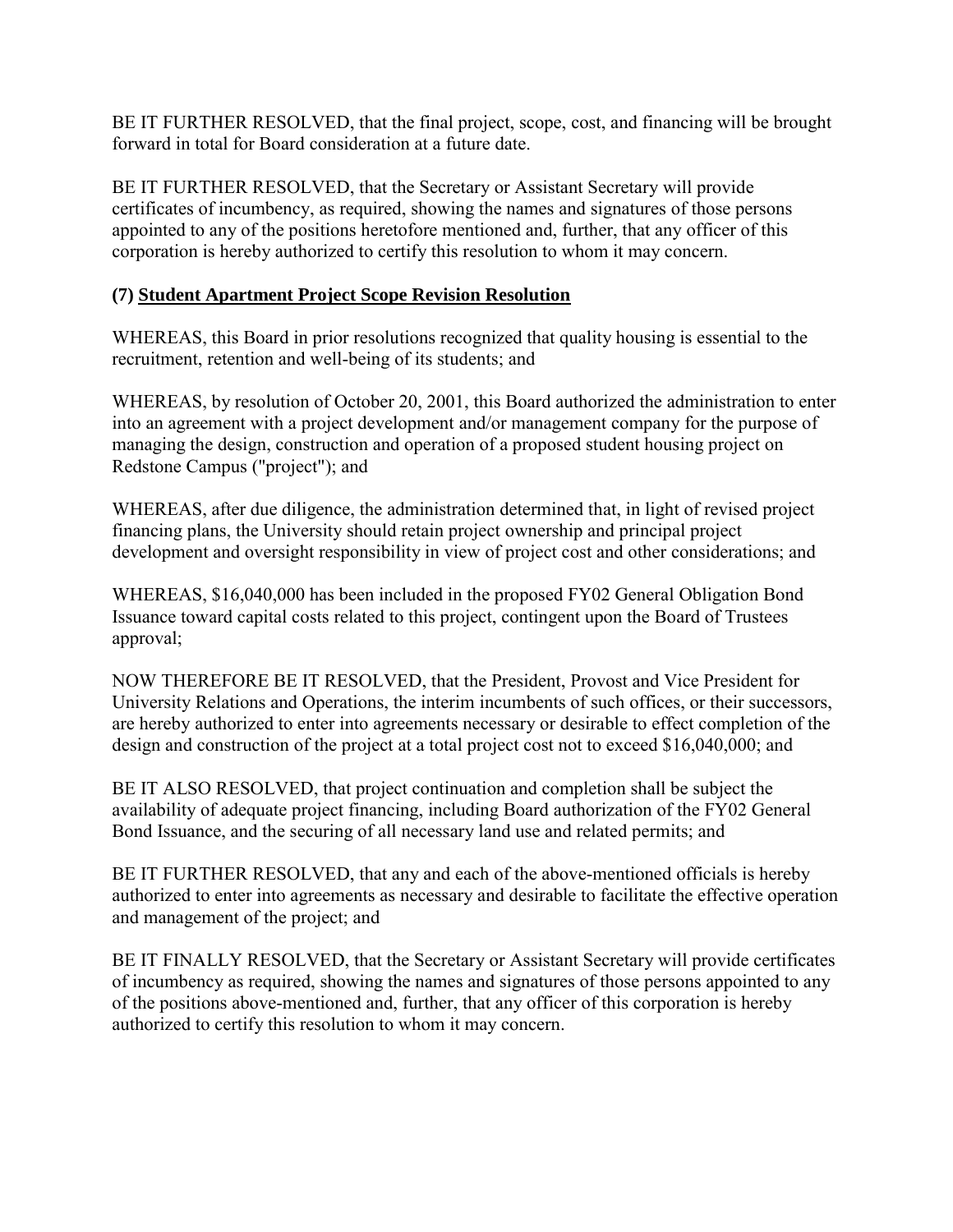BE IT FURTHER RESOLVED, that the final project, scope, cost, and financing will be brought forward in total for Board consideration at a future date.

BE IT FURTHER RESOLVED, that the Secretary or Assistant Secretary will provide certificates of incumbency, as required, showing the names and signatures of those persons appointed to any of the positions heretofore mentioned and, further, that any officer of this corporation is hereby authorized to certify this resolution to whom it may concern.

### (7) Student Apartment Project Scope Revision Resolution

WHEREAS, this Board in prior resolutions recognized that quality housing is essential to the recruitment, retention and well-being of its students; and

WHEREAS, by resolution of October 20, 2001, this Board authorized the administration to enter into an agreement with a project development and/or management company for the purpose of managing the design, construction and operation of a proposed student housing project on Redstone Campus ("project"); and

WHEREAS, after due diligence, the administration determined that, in light of revised project financing plans, the University should retain project ownership and principal project development and oversight responsibility in view of project cost and other considerations; and

WHEREAS, $16,040,000 has been included in the proposed FY02 General Obligation Bond Issuance toward capital costs related to this project, contingent upon the Board of Trustees approval;

NOW THEREFORE BE IT RESOLVED, that the President, Provost and Vice President for University Relations and Operations, the interim incumbents of such offices, or their successors, are hereby authorized to enter into agreements necessary or desirable to effect completion of the design and construction of the project at a total project cost not to exceed $16,040,000; and

BE IT ALSO RESOLVED, that project continuation and completion shall be subject the availability of adequate project financing, including Board authorization of the FY02 General Bond Issuance, and the securing of all necessary land use and related permits; and

BE IT FURTHER RESOLVED, that any and each of the above-mentioned officials is hereby authorized to enter into agreements as necessary and desirable to facilitate the effective operation and management of the project; and

BE IT FINALLY RESOLVED, that the Secretary or Assistant Secretary will provide certificates of incumbency as required, showing the names and signatures of those persons appointed to any of the positions above-mentioned and, further, that any officer of this corporation is hereby authorized to certify this resolution to whom it may concern.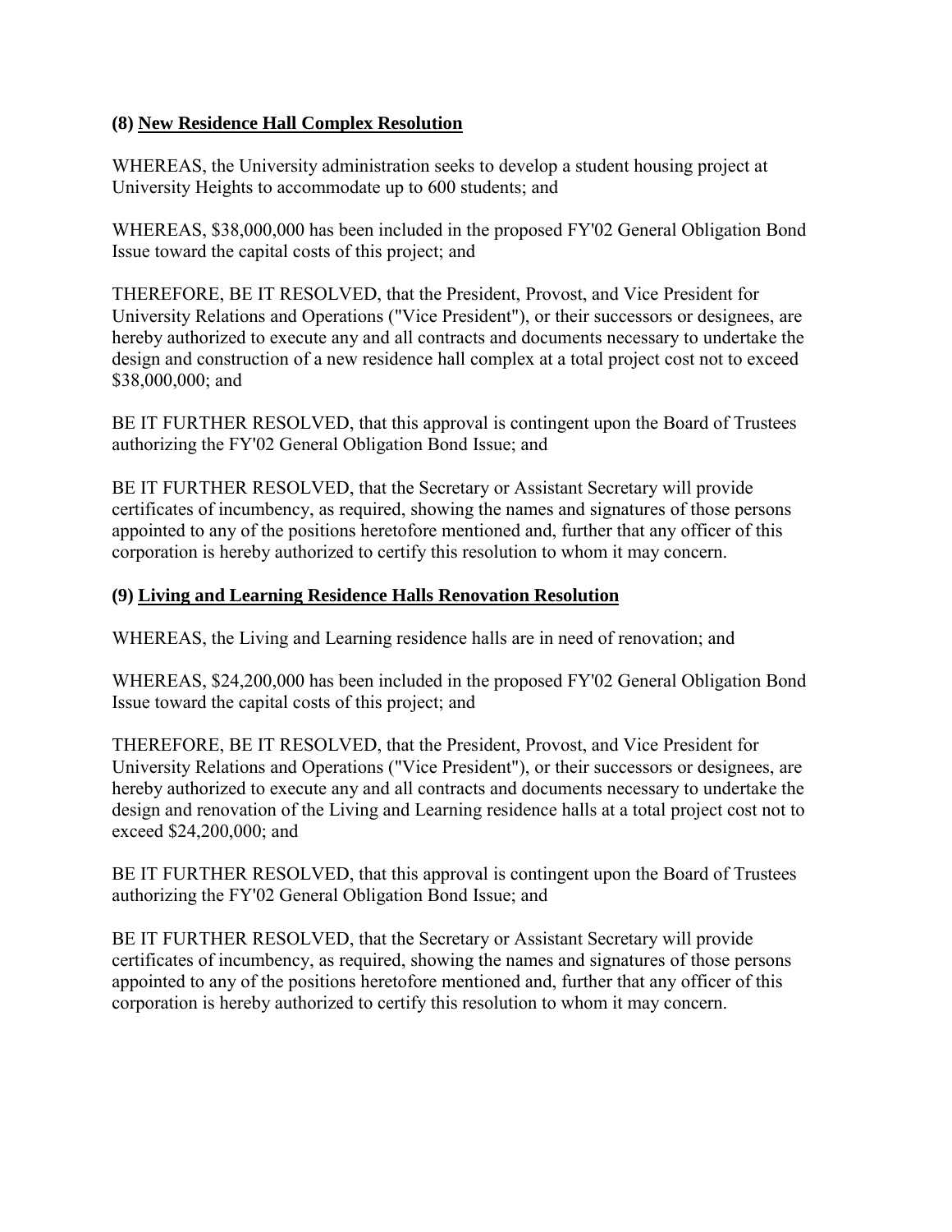**(8) <u>New Residence Hall Complex Resolution</u>**

WHEREAS, the University administration seeks to develop a student housing project at University Heights to accommodate up to 600 students; and

WHEREAS, $38,000,000 has been included in the proposed FY'02 General Obligation Bond Issue toward the capital costs of this project; and

THEREFORE, BE IT RESOLVED, that the President, Provost, and Vice President for University Relations and Operations ("Vice President"), or their successors or designees, are hereby authorized to execute any and all contracts and documents necessary to undertake the design and construction of a new residence hall complex at a total project cost not to exceed $38,000,000; and

BE IT FURTHER RESOLVED, that this approval is contingent upon the Board of Trustees authorizing the FY'02 General Obligation Bond Issue; and

BE IT FURTHER RESOLVED, that the Secretary or Assistant Secretary will provide certificates of incumbency, as required, showing the names and signatures of those persons appointed to any of the positions heretofore mentioned and, further that any officer of this corporation is hereby authorized to certify this resolution to whom it may concern.

**(9) <u>Living and Learning Residence Halls Renovation Resolution</u>**

WHEREAS, the Living and Learning residence halls are in need of renovation; and

WHEREAS, $24,200,000 has been included in the proposed FY'02 General Obligation Bond Issue toward the capital costs of this project; and

THEREFORE, BE IT RESOLVED, that the President, Provost, and Vice President for University Relations and Operations ("Vice President"), or their successors or designees, are hereby authorized to execute any and all contracts and documents necessary to undertake the design and renovation of the Living and Learning residence halls at a total project cost not to exceed $24,200,000; and

BE IT FURTHER RESOLVED, that this approval is contingent upon the Board of Trustees authorizing the FY'02 General Obligation Bond Issue; and

BE IT FURTHER RESOLVED, that the Secretary or Assistant Secretary will provide certificates of incumbency, as required, showing the names and signatures of those persons appointed to any of the positions heretofore mentioned and, further that any officer of this corporation is hereby authorized to certify this resolution to whom it may concern.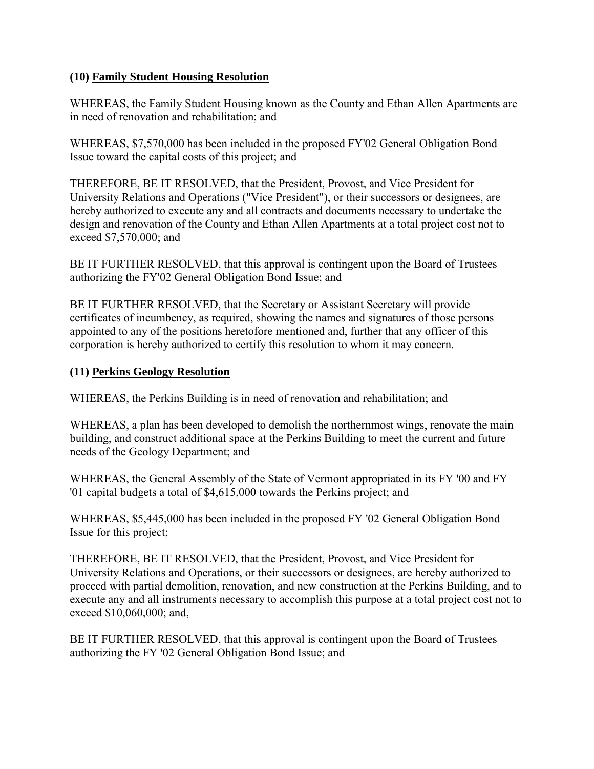**(10) Family Student Housing Resolution**

WHEREAS, the Family Student Housing known as the County and Ethan Allen Apartments are in need of renovation and rehabilitation; and

WHEREAS, $7,570,000 has been included in the proposed FY'02 General Obligation Bond Issue toward the capital costs of this project; and

THEREFORE, BE IT RESOLVED, that the President, Provost, and Vice President for University Relations and Operations ("Vice President"), or their successors or designees, are hereby authorized to execute any and all contracts and documents necessary to undertake the design and renovation of the County and Ethan Allen Apartments at a total project cost not to exceed $7,570,000; and

BE IT FURTHER RESOLVED, that this approval is contingent upon the Board of Trustees authorizing the FY'02 General Obligation Bond Issue; and

BE IT FURTHER RESOLVED, that the Secretary or Assistant Secretary will provide certificates of incumbency, as required, showing the names and signatures of those persons appointed to any of the positions heretofore mentioned and, further that any officer of this corporation is hereby authorized to certify this resolution to whom it may concern.

**(11) Perkins Geology Resolution**

WHEREAS, the Perkins Building is in need of renovation and rehabilitation; and

WHEREAS, a plan has been developed to demolish the northernmost wings, renovate the main building, and construct additional space at the Perkins Building to meet the current and future needs of the Geology Department; and

WHEREAS, the General Assembly of the State of Vermont appropriated in its FY '00 and FY '01 capital budgets a total of $4,615,000 towards the Perkins project; and

WHEREAS, $5,445,000 has been included in the proposed FY '02 General Obligation Bond Issue for this project;

THEREFORE, BE IT RESOLVED, that the President, Provost, and Vice President for University Relations and Operations, or their successors or designees, are hereby authorized to proceed with partial demolition, renovation, and new construction at the Perkins Building, and to execute any and all instruments necessary to accomplish this purpose at a total project cost not to exceed $10,060,000; and,

BE IT FURTHER RESOLVED, that this approval is contingent upon the Board of Trustees authorizing the FY '02 General Obligation Bond Issue; and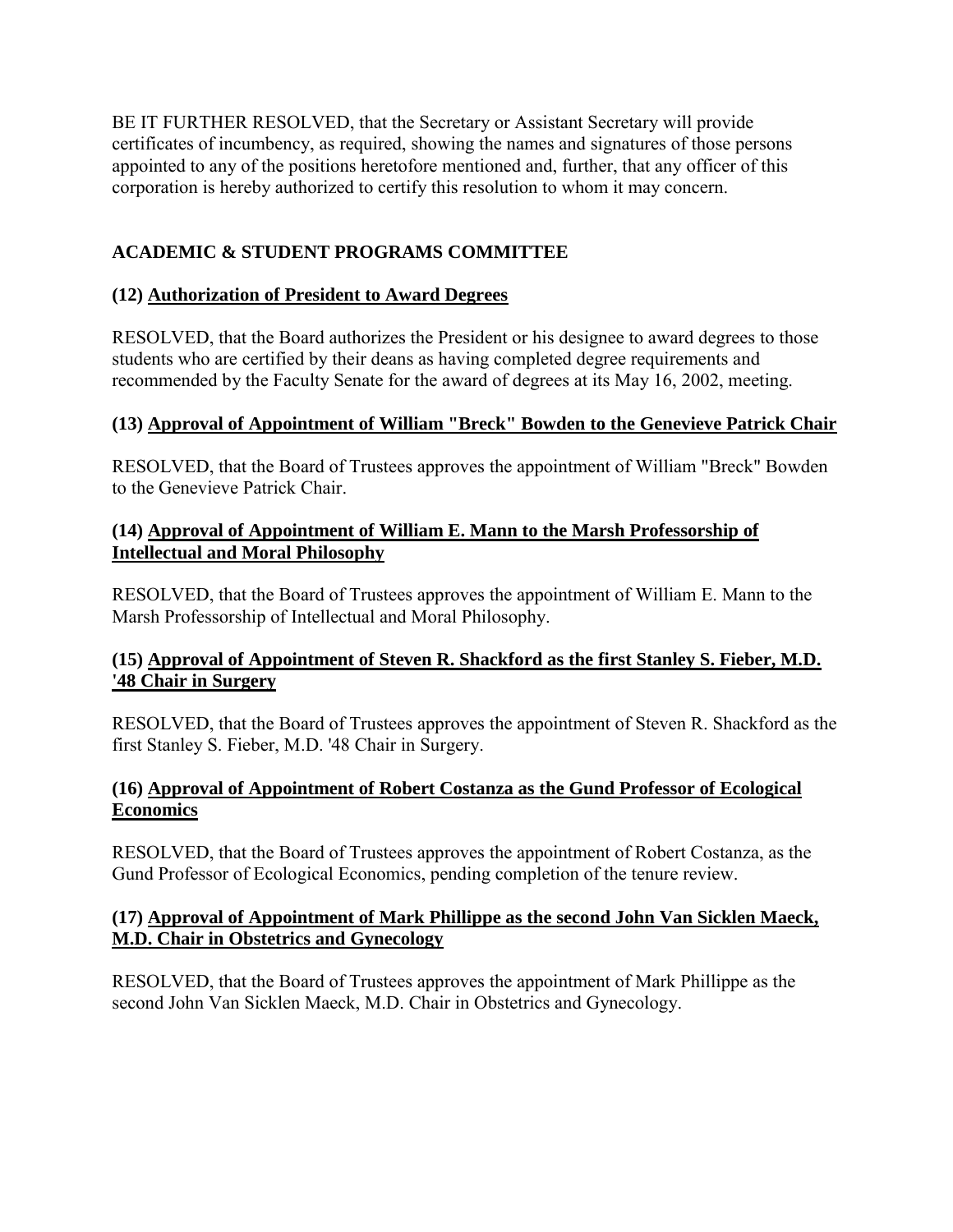BE IT FURTHER RESOLVED, that the Secretary or Assistant Secretary will provide certificates of incumbency, as required, showing the names and signatures of those persons appointed to any of the positions heretofore mentioned and, further, that any officer of this corporation is hereby authorized to certify this resolution to whom it may concern.

## ACADEMIC & STUDENT PROGRAMS COMMITTEE

### (12) Authorization of President to Award Degrees

RESOLVED, that the Board authorizes the President or his designee to award degrees to those students who are certified by their deans as having completed degree requirements and recommended by the Faculty Senate for the award of degrees at its May 16, 2002, meeting.

### (13) Approval of Appointment of William "Breck" Bowden to the Genevieve Patrick Chair

RESOLVED, that the Board of Trustees approves the appointment of William "Breck" Bowden to the Genevieve Patrick Chair.

### (14) Approval of Appointment of William E. Mann to the Marsh Professorship of Intellectual and Moral Philosophy

RESOLVED, that the Board of Trustees approves the appointment of William E. Mann to the Marsh Professorship of Intellectual and Moral Philosophy.

### (15) Approval of Appointment of Steven R. Shackford as the first Stanley S. Fieber, M.D. '48 Chair in Surgery

RESOLVED, that the Board of Trustees approves the appointment of Steven R. Shackford as the first Stanley S. Fieber, M.D. '48 Chair in Surgery.

### (16) Approval of Appointment of Robert Costanza as the Gund Professor of Ecological Economics

RESOLVED, that the Board of Trustees approves the appointment of Robert Costanza, as the Gund Professor of Ecological Economics, pending completion of the tenure review.

### (17) Approval of Appointment of Mark Phillippe as the second John Van Sicklen Maeck, M.D. Chair in Obstetrics and Gynecology

RESOLVED, that the Board of Trustees approves the appointment of Mark Phillippe as the second John Van Sicklen Maeck, M.D. Chair in Obstetrics and Gynecology.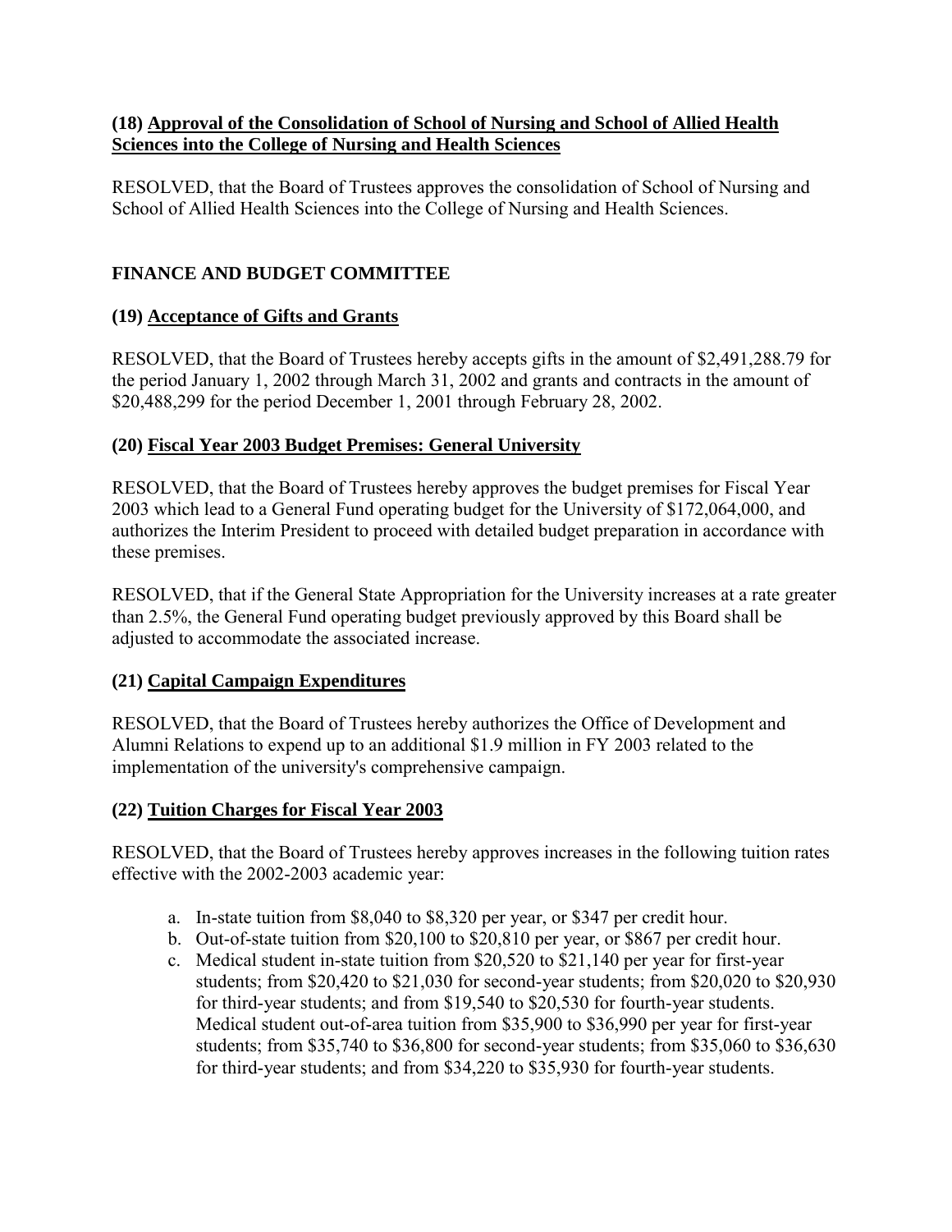**(18) Approval of the Consolidation of School of Nursing and School of Allied Health Sciences into the College of Nursing and Health Sciences**

RESOLVED, that the Board of Trustees approves the consolidation of School of Nursing and School of Allied Health Sciences into the College of Nursing and Health Sciences.

## FINANCE AND BUDGET COMMITTEE

**(19) Acceptance of Gifts and Grants**

RESOLVED, that the Board of Trustees hereby accepts gifts in the amount of $2,491,288.79 for the period January 1, 2002 through March 31, 2002 and grants and contracts in the amount of $20,488,299 for the period December 1, 2001 through February 28, 2002.

**(20) Fiscal Year 2003 Budget Premises: General University**

RESOLVED, that the Board of Trustees hereby approves the budget premises for Fiscal Year 2003 which lead to a General Fund operating budget for the University of $172,064,000, and authorizes the Interim President to proceed with detailed budget preparation in accordance with these premises.

RESOLVED, that if the General State Appropriation for the University increases at a rate greater than 2.5%, the General Fund operating budget previously approved by this Board shall be adjusted to accommodate the associated increase.

**(21) Capital Campaign Expenditures**

RESOLVED, that the Board of Trustees hereby authorizes the Office of Development and Alumni Relations to expend up to an additional $1.9 million in FY 2003 related to the implementation of the university's comprehensive campaign.

**(22) Tuition Charges for Fiscal Year 2003**

RESOLVED, that the Board of Trustees hereby approves increases in the following tuition rates effective with the 2002-2003 academic year:

a. In-state tuition from $8,040 to $8,320 per year, or $347 per credit hour.
b. Out-of-state tuition from $20,100 to $20,810 per year, or $867 per credit hour.
c. Medical student in-state tuition from $20,520 to $21,140 per year for first-year students; from $20,420 to $21,030 for second-year students; from $20,020 to $20,930 for third-year students; and from $19,540 to $20,530 for fourth-year students. Medical student out-of-area tuition from $35,900 to $36,990 per year for first-year students; from $35,740 to $36,800 for second-year students; from $35,060 to $36,630 for third-year students; and from $34,220 to $35,930 for fourth-year students.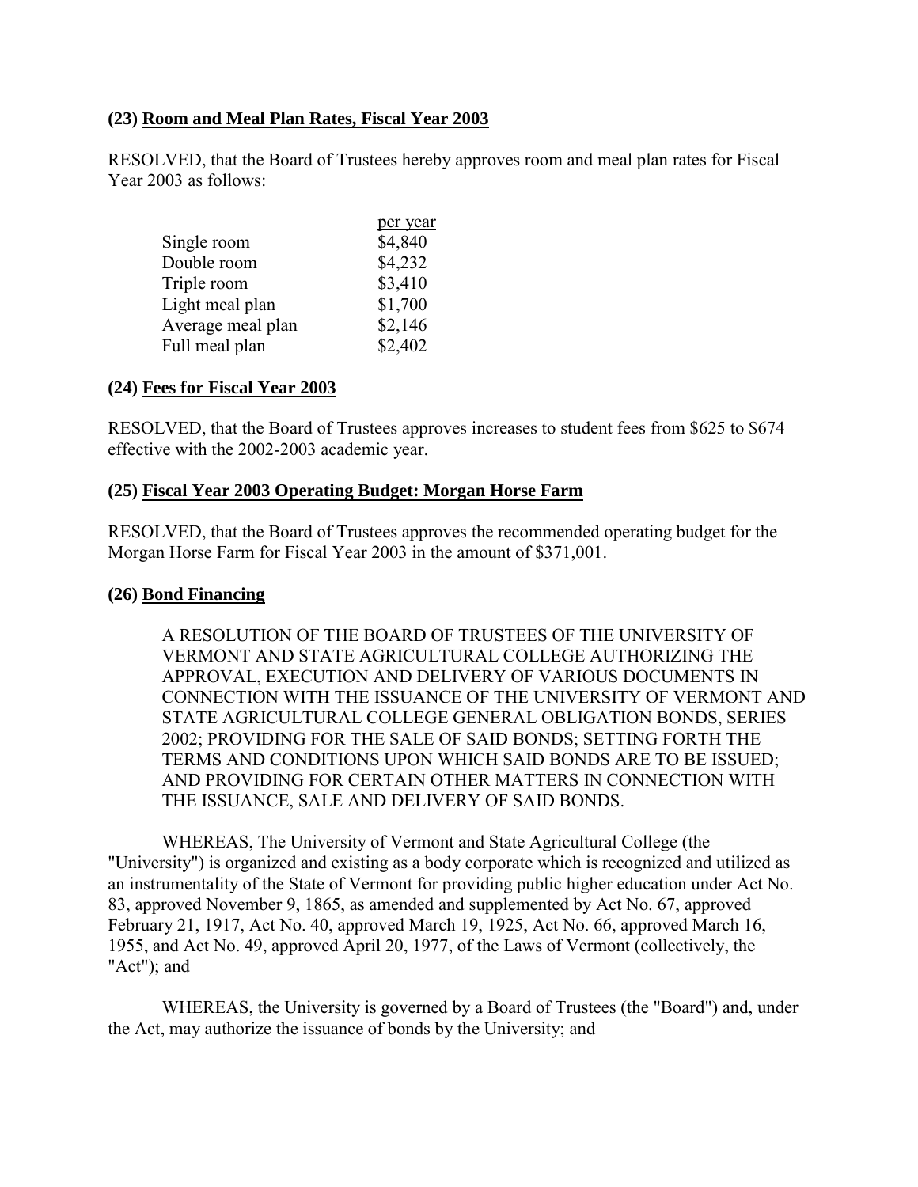**(23) Room and Meal Plan Rates, Fiscal Year 2003**

RESOLVED, that the Board of Trustees hereby approves room and meal plan rates for Fiscal Year 2003 as follows:

| | per year |
|---|---|
| Single room | $4,840 |
| Double room | $4,232 |
| Triple room | $3,410 |
| Light meal plan | $1,700 |
| Average meal plan | $2,146 |
| Full meal plan | $2,402 |

**(24) Fees for Fiscal Year 2003**

RESOLVED, that the Board of Trustees approves increases to student fees from $625 to $674 effective with the 2002-2003 academic year.

**(25) Fiscal Year 2003 Operating Budget: Morgan Horse Farm**

RESOLVED, that the Board of Trustees approves the recommended operating budget for the Morgan Horse Farm for Fiscal Year 2003 in the amount of $371,001.

**(26) Bond Financing**

A RESOLUTION OF THE BOARD OF TRUSTEES OF THE UNIVERSITY OF VERMONT AND STATE AGRICULTURAL COLLEGE AUTHORIZING THE APPROVAL, EXECUTION AND DELIVERY OF VARIOUS DOCUMENTS IN CONNECTION WITH THE ISSUANCE OF THE UNIVERSITY OF VERMONT AND STATE AGRICULTURAL COLLEGE GENERAL OBLIGATION BONDS, SERIES 2002; PROVIDING FOR THE SALE OF SAID BONDS; SETTING FORTH THE TERMS AND CONDITIONS UPON WHICH SAID BONDS ARE TO BE ISSUED; AND PROVIDING FOR CERTAIN OTHER MATTERS IN CONNECTION WITH THE ISSUANCE, SALE AND DELIVERY OF SAID BONDS.

WHEREAS, The University of Vermont and State Agricultural College (the "University") is organized and existing as a body corporate which is recognized and utilized as an instrumentality of the State of Vermont for providing public higher education under Act No. 83, approved November 9, 1865, as amended and supplemented by Act No. 67, approved February 21, 1917, Act No. 40, approved March 19, 1925, Act No. 66, approved March 16, 1955, and Act No. 49, approved April 20, 1977, of the Laws of Vermont (collectively, the "Act"); and

WHEREAS, the University is governed by a Board of Trustees (the "Board") and, under the Act, may authorize the issuance of bonds by the University; and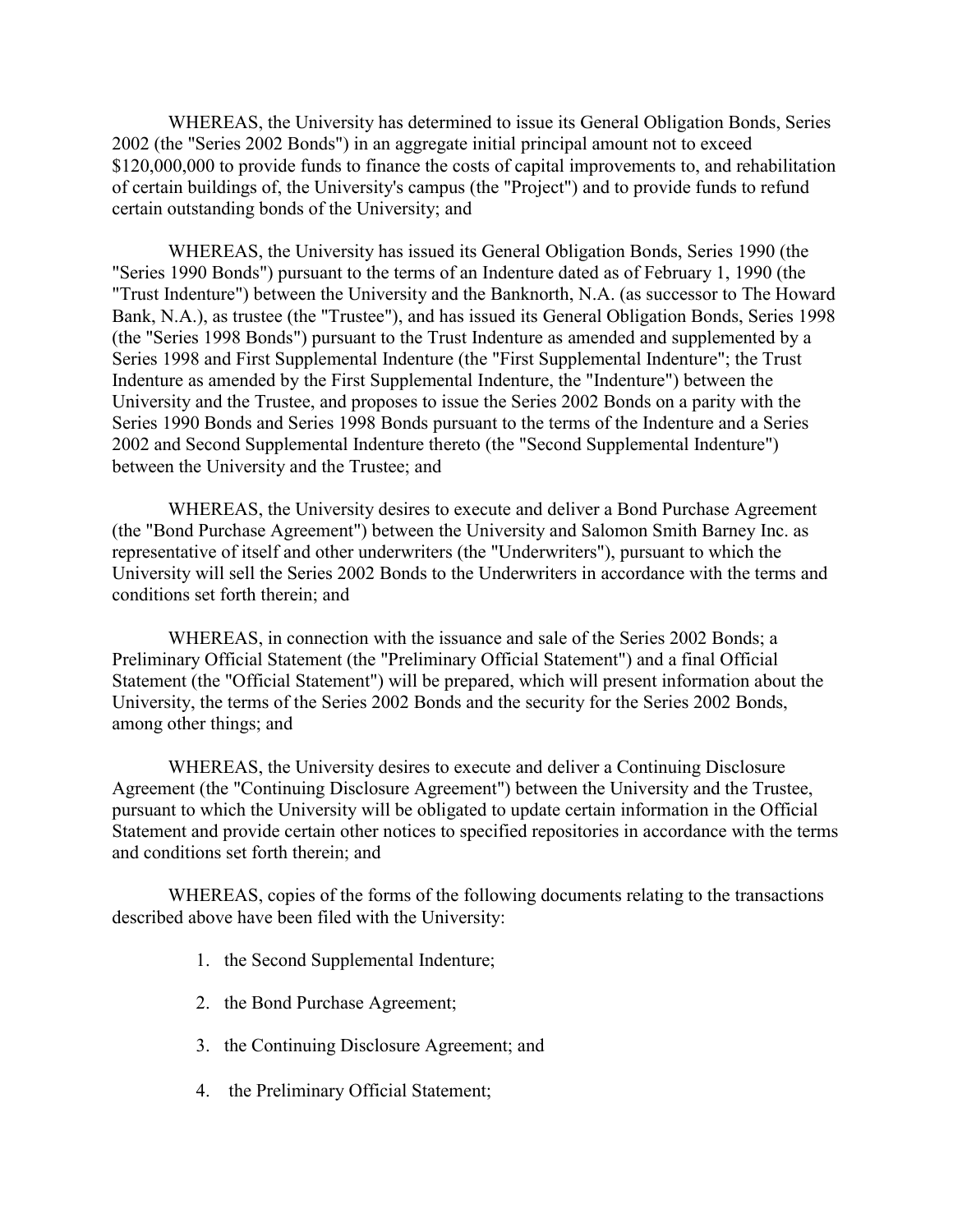WHEREAS, the University has determined to issue its General Obligation Bonds, Series 2002 (the "Series 2002 Bonds") in an aggregate initial principal amount not to exceed $120,000,000 to provide funds to finance the costs of capital improvements to, and rehabilitation of certain buildings of, the University's campus (the "Project") and to provide funds to refund certain outstanding bonds of the University; and

WHEREAS, the University has issued its General Obligation Bonds, Series 1990 (the "Series 1990 Bonds") pursuant to the terms of an Indenture dated as of February 1, 1990 (the "Trust Indenture") between the University and the Banknorth, N.A. (as successor to The Howard Bank, N.A.), as trustee (the "Trustee"), and has issued its General Obligation Bonds, Series 1998 (the "Series 1998 Bonds") pursuant to the Trust Indenture as amended and supplemented by a Series 1998 and First Supplemental Indenture (the "First Supplemental Indenture"; the Trust Indenture as amended by the First Supplemental Indenture, the "Indenture") between the University and the Trustee, and proposes to issue the Series 2002 Bonds on a parity with the Series 1990 Bonds and Series 1998 Bonds pursuant to the terms of the Indenture and a Series 2002 and Second Supplemental Indenture thereto (the "Second Supplemental Indenture") between the University and the Trustee; and

WHEREAS, the University desires to execute and deliver a Bond Purchase Agreement (the "Bond Purchase Agreement") between the University and Salomon Smith Barney Inc. as representative of itself and other underwriters (the "Underwriters"), pursuant to which the University will sell the Series 2002 Bonds to the Underwriters in accordance with the terms and conditions set forth therein; and

WHEREAS, in connection with the issuance and sale of the Series 2002 Bonds; a Preliminary Official Statement (the "Preliminary Official Statement") and a final Official Statement (the "Official Statement") will be prepared, which will present information about the University, the terms of the Series 2002 Bonds and the security for the Series 2002 Bonds, among other things; and

WHEREAS, the University desires to execute and deliver a Continuing Disclosure Agreement (the "Continuing Disclosure Agreement") between the University and the Trustee, pursuant to which the University will be obligated to update certain information in the Official Statement and provide certain other notices to specified repositories in accordance with the terms and conditions set forth therein; and

WHEREAS, copies of the forms of the following documents relating to the transactions described above have been filed with the University:

1. the Second Supplemental Indenture;
2. the Bond Purchase Agreement;
3. the Continuing Disclosure Agreement; and
4. the Preliminary Official Statement;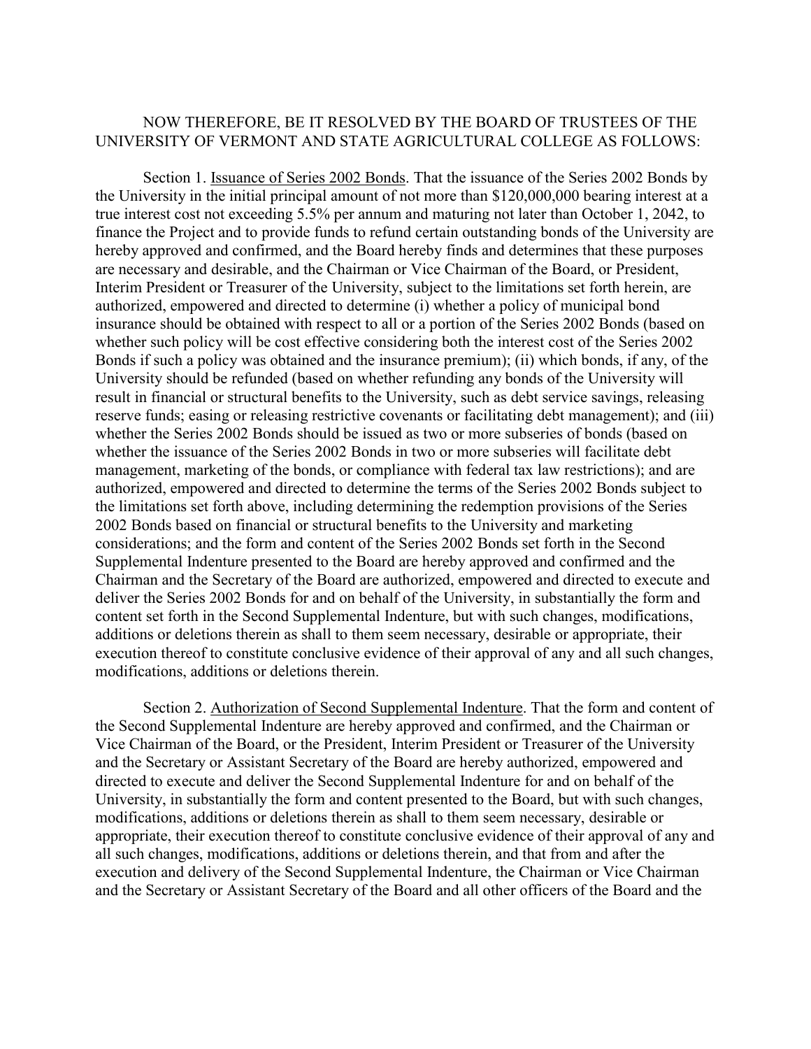NOW THEREFORE, BE IT RESOLVED BY THE BOARD OF TRUSTEES OF THE UNIVERSITY OF VERMONT AND STATE AGRICULTURAL COLLEGE AS FOLLOWS:

Section 1. Issuance of Series 2002 Bonds. That the issuance of the Series 2002 Bonds by the University in the initial principal amount of not more than $120,000,000 bearing interest at a true interest cost not exceeding 5.5% per annum and maturing not later than October 1, 2042, to finance the Project and to provide funds to refund certain outstanding bonds of the University are hereby approved and confirmed, and the Board hereby finds and determines that these purposes are necessary and desirable, and the Chairman or Vice Chairman of the Board, or President, Interim President or Treasurer of the University, subject to the limitations set forth herein, are authorized, empowered and directed to determine (i) whether a policy of municipal bond insurance should be obtained with respect to all or a portion of the Series 2002 Bonds (based on whether such policy will be cost effective considering both the interest cost of the Series 2002 Bonds if such a policy was obtained and the insurance premium); (ii) which bonds, if any, of the University should be refunded (based on whether refunding any bonds of the University will result in financial or structural benefits to the University, such as debt service savings, releasing reserve funds; easing or releasing restrictive covenants or facilitating debt management); and (iii) whether the Series 2002 Bonds should be issued as two or more subseries of bonds (based on whether the issuance of the Series 2002 Bonds in two or more subseries will facilitate debt management, marketing of the bonds, or compliance with federal tax law restrictions); and are authorized, empowered and directed to determine the terms of the Series 2002 Bonds subject to the limitations set forth above, including determining the redemption provisions of the Series 2002 Bonds based on financial or structural benefits to the University and marketing considerations; and the form and content of the Series 2002 Bonds set forth in the Second Supplemental Indenture presented to the Board are hereby approved and confirmed and the Chairman and the Secretary of the Board are authorized, empowered and directed to execute and deliver the Series 2002 Bonds for and on behalf of the University, in substantially the form and content set forth in the Second Supplemental Indenture, but with such changes, modifications, additions or deletions therein as shall to them seem necessary, desirable or appropriate, their execution thereof to constitute conclusive evidence of their approval of any and all such changes, modifications, additions or deletions therein.

Section 2. Authorization of Second Supplemental Indenture. That the form and content of the Second Supplemental Indenture are hereby approved and confirmed, and the Chairman or Vice Chairman of the Board, or the President, Interim President or Treasurer of the University and the Secretary or Assistant Secretary of the Board are hereby authorized, empowered and directed to execute and deliver the Second Supplemental Indenture for and on behalf of the University, in substantially the form and content presented to the Board, but with such changes, modifications, additions or deletions therein as shall to them seem necessary, desirable or appropriate, their execution thereof to constitute conclusive evidence of their approval of any and all such changes, modifications, additions or deletions therein, and that from and after the execution and delivery of the Second Supplemental Indenture, the Chairman or Vice Chairman and the Secretary or Assistant Secretary of the Board and all other officers of the Board and the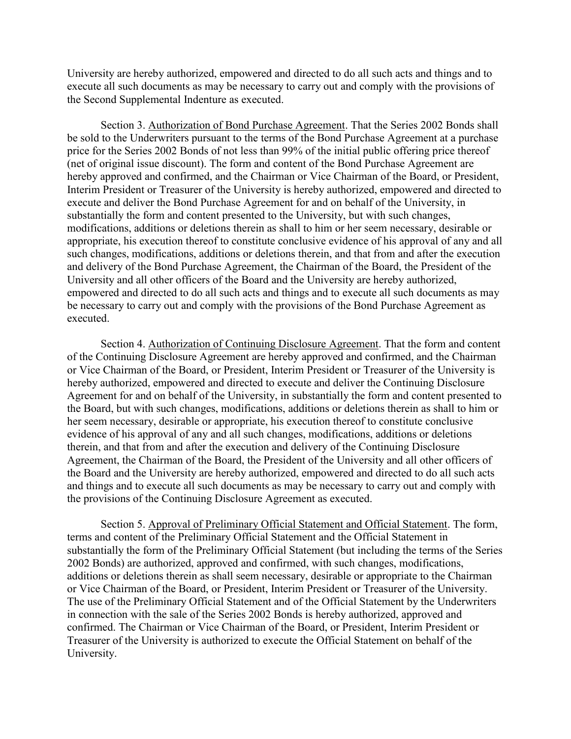University are hereby authorized, empowered and directed to do all such acts and things and to execute all such documents as may be necessary to carry out and comply with the provisions of the Second Supplemental Indenture as executed.

Section 3. Authorization of Bond Purchase Agreement. That the Series 2002 Bonds shall be sold to the Underwriters pursuant to the terms of the Bond Purchase Agreement at a purchase price for the Series 2002 Bonds of not less than 99% of the initial public offering price thereof (net of original issue discount). The form and content of the Bond Purchase Agreement are hereby approved and confirmed, and the Chairman or Vice Chairman of the Board, or President, Interim President or Treasurer of the University is hereby authorized, empowered and directed to execute and deliver the Bond Purchase Agreement for and on behalf of the University, in substantially the form and content presented to the University, but with such changes, modifications, additions or deletions therein as shall to him or her seem necessary, desirable or appropriate, his execution thereof to constitute conclusive evidence of his approval of any and all such changes, modifications, additions or deletions therein, and that from and after the execution and delivery of the Bond Purchase Agreement, the Chairman of the Board, the President of the University and all other officers of the Board and the University are hereby authorized, empowered and directed to do all such acts and things and to execute all such documents as may be necessary to carry out and comply with the provisions of the Bond Purchase Agreement as executed.

Section 4. Authorization of Continuing Disclosure Agreement. That the form and content of the Continuing Disclosure Agreement are hereby approved and confirmed, and the Chairman or Vice Chairman of the Board, or President, Interim President or Treasurer of the University is hereby authorized, empowered and directed to execute and deliver the Continuing Disclosure Agreement for and on behalf of the University, in substantially the form and content presented to the Board, but with such changes, modifications, additions or deletions therein as shall to him or her seem necessary, desirable or appropriate, his execution thereof to constitute conclusive evidence of his approval of any and all such changes, modifications, additions or deletions therein, and that from and after the execution and delivery of the Continuing Disclosure Agreement, the Chairman of the Board, the President of the University and all other officers of the Board and the University are hereby authorized, empowered and directed to do all such acts and things and to execute all such documents as may be necessary to carry out and comply with the provisions of the Continuing Disclosure Agreement as executed.

Section 5. Approval of Preliminary Official Statement and Official Statement. The form, terms and content of the Preliminary Official Statement and the Official Statement in substantially the form of the Preliminary Official Statement (but including the terms of the Series 2002 Bonds) are authorized, approved and confirmed, with such changes, modifications, additions or deletions therein as shall seem necessary, desirable or appropriate to the Chairman or Vice Chairman of the Board, or President, Interim President or Treasurer of the University. The use of the Preliminary Official Statement and of the Official Statement by the Underwriters in connection with the sale of the Series 2002 Bonds is hereby authorized, approved and confirmed. The Chairman or Vice Chairman of the Board, or President, Interim President or Treasurer of the University is authorized to execute the Official Statement on behalf of the University.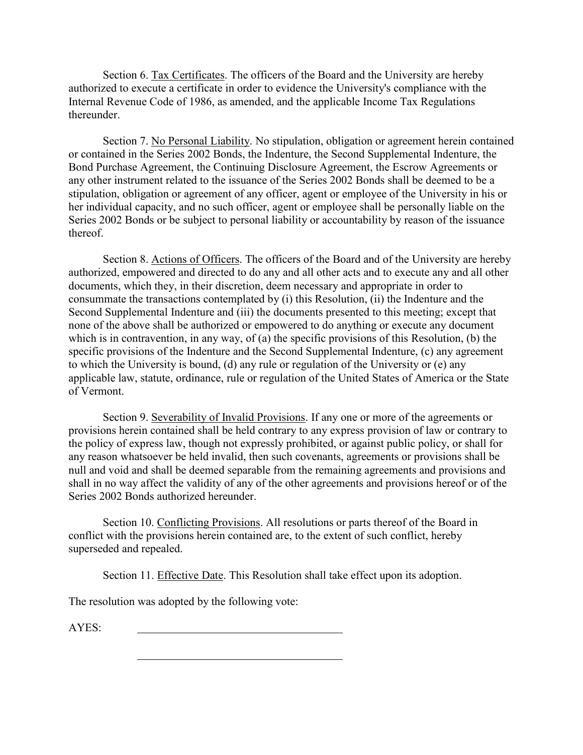Section 6. Tax Certificates. The officers of the Board and the University are hereby authorized to execute a certificate in order to evidence the University's compliance with the Internal Revenue Code of 1986, as amended, and the applicable Income Tax Regulations thereunder.

Section 7. No Personal Liability. No stipulation, obligation or agreement herein contained or contained in the Series 2002 Bonds, the Indenture, the Second Supplemental Indenture, the Bond Purchase Agreement, the Continuing Disclosure Agreement, the Escrow Agreements or any other instrument related to the issuance of the Series 2002 Bonds shall be deemed to be a stipulation, obligation or agreement of any officer, agent or employee of the University in his or her individual capacity, and no such officer, agent or employee shall be personally liable on the Series 2002 Bonds or be subject to personal liability or accountability by reason of the issuance thereof.

Section 8. Actions of Officers. The officers of the Board and of the University are hereby authorized, empowered and directed to do any and all other acts and to execute any and all other documents, which they, in their discretion, deem necessary and appropriate in order to consummate the transactions contemplated by (i) this Resolution, (ii) the Indenture and the Second Supplemental Indenture and (iii) the documents presented to this meeting; except that none of the above shall be authorized or empowered to do anything or execute any document which is in contravention, in any way, of (a) the specific provisions of this Resolution, (b) the specific provisions of the Indenture and the Second Supplemental Indenture, (c) any agreement to which the University is bound, (d) any rule or regulation of the University or (e) any applicable law, statute, ordinance, rule or regulation of the United States of America or the State of Vermont.

Section 9. Severability of Invalid Provisions. If any one or more of the agreements or provisions herein contained shall be held contrary to any express provision of law or contrary to the policy of express law, though not expressly prohibited, or against public policy, or shall for any reason whatsoever be held invalid, then such covenants, agreements or provisions shall be null and void and shall be deemed separable from the remaining agreements and provisions and shall in no way affect the validity of any of the other agreements and provisions hereof or of the Series 2002 Bonds authorized hereunder.

Section 10. Conflicting Provisions. All resolutions or parts thereof of the Board in conflict with the provisions herein contained are, to the extent of such conflict, hereby superseded and repealed.

Section 11. Effective Date. This Resolution shall take effect upon its adoption.

The resolution was adopted by the following vote:

AYES: \_\_\_\_\_\_\_\_\_\_\_\_\_\_\_\_\_\_\_\_\_\_\_\_\_\_\_\_\_\_\_\_\_\_\_\_

\_\_\_\_\_\_\_\_\_\_\_\_\_\_\_\_\_\_\_\_\_\_\_\_\_\_\_\_\_\_\_\_\_\_\_\_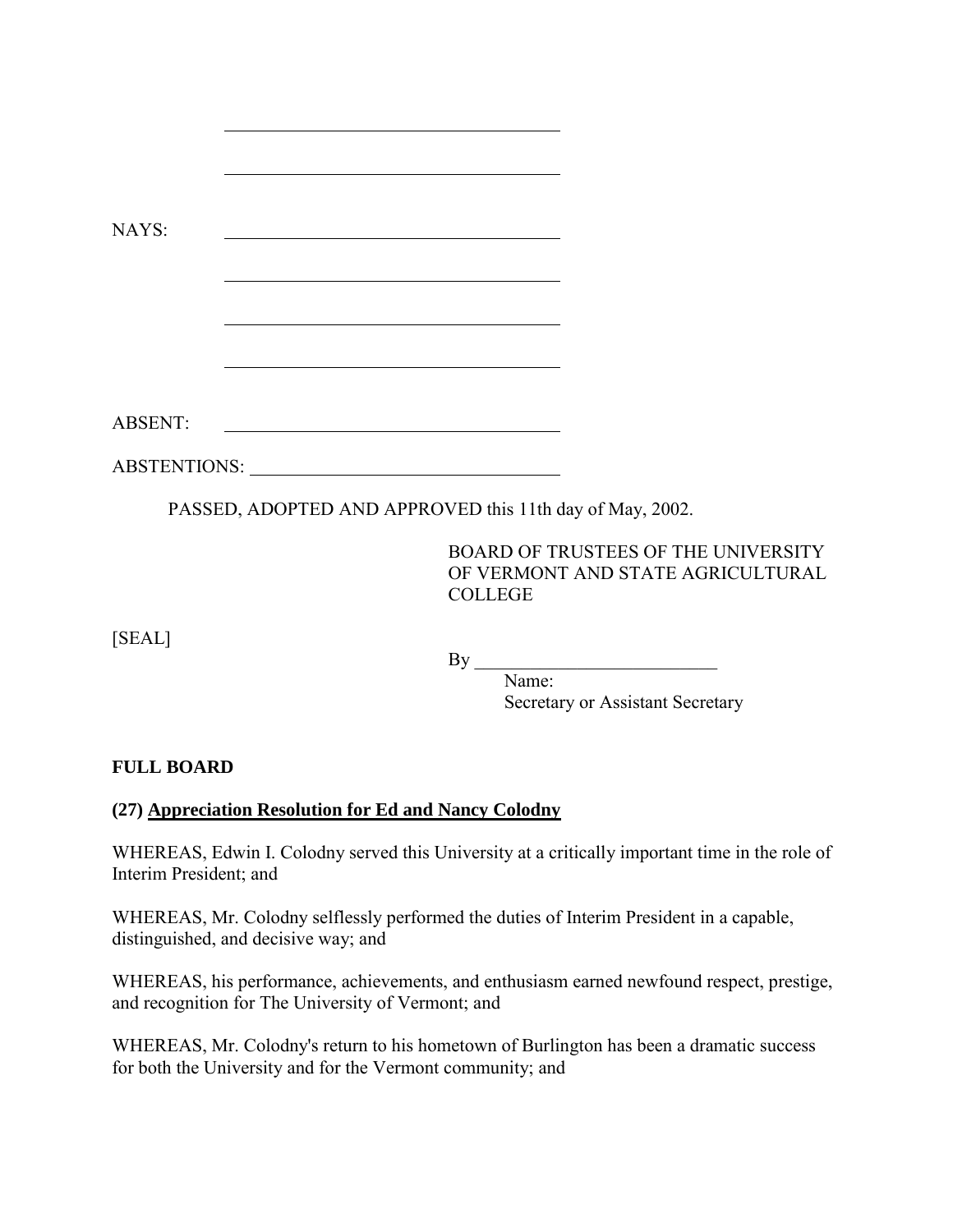\_\_\_\_\_\_\_\_\_\_\_\_\_\_\_\_\_\_\_\_\_\_\_\_\_\_\_\_\_\_\_\_\_\_

\_\_\_\_\_\_\_\_\_\_\_\_\_\_\_\_\_\_\_\_\_\_\_\_\_\_\_\_\_\_\_\_\_\_

NAYS: \_\_\_\_\_\_\_\_\_\_\_\_\_\_\_\_\_\_\_\_\_\_\_\_\_\_\_\_\_\_\_\_\_\_

\_\_\_\_\_\_\_\_\_\_\_\_\_\_\_\_\_\_\_\_\_\_\_\_\_\_\_\_\_\_\_\_\_\_

\_\_\_\_\_\_\_\_\_\_\_\_\_\_\_\_\_\_\_\_\_\_\_\_\_\_\_\_\_\_\_\_\_\_

\_\_\_\_\_\_\_\_\_\_\_\_\_\_\_\_\_\_\_\_\_\_\_\_\_\_\_\_\_\_\_\_\_\_

ABSENT: \_\_\_\_\_\_\_\_\_\_\_\_\_\_\_\_\_\_\_\_\_\_\_\_\_\_\_\_\_\_\_\_\_\_

ABSTENTIONS: \_\_\_\_\_\_\_\_\_\_\_\_\_\_\_\_\_\_\_\_\_\_\_\_\_\_\_\_\_\_

PASSED, ADOPTED AND APPROVED this 11th day of May, 2002.

BOARD OF TRUSTEES OF THE UNIVERSITY OF VERMONT AND STATE AGRICULTURAL COLLEGE

[SEAL]

By \_\_\_\_\_\_\_\_\_\_\_\_\_\_\_\_\_\_\_\_\_\_\_\_\_\_

Name:
Secretary or Assistant Secretary

**FULL BOARD**

**(27) <u>Appreciation Resolution for Ed and Nancy Colodny</u>**

WHEREAS, Edwin I. Colodny served this University at a critically important time in the role of Interim President; and

WHEREAS, Mr. Colodny selflessly performed the duties of Interim President in a capable, distinguished, and decisive way; and

WHEREAS, his performance, achievements, and enthusiasm earned newfound respect, prestige, and recognition for The University of Vermont; and

WHEREAS, Mr. Colodny's return to his hometown of Burlington has been a dramatic success for both the University and for the Vermont community; and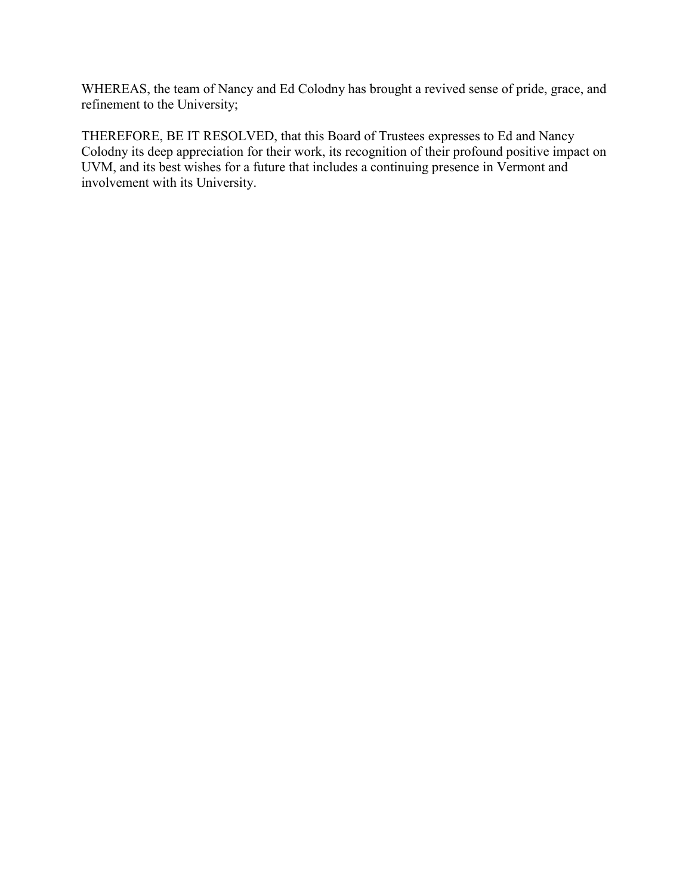WHEREAS, the team of Nancy and Ed Colodny has brought a revived sense of pride, grace, and refinement to the University;

THEREFORE, BE IT RESOLVED, that this Board of Trustees expresses to Ed and Nancy Colodny its deep appreciation for their work, its recognition of their profound positive impact on UVM, and its best wishes for a future that includes a continuing presence in Vermont and involvement with its University.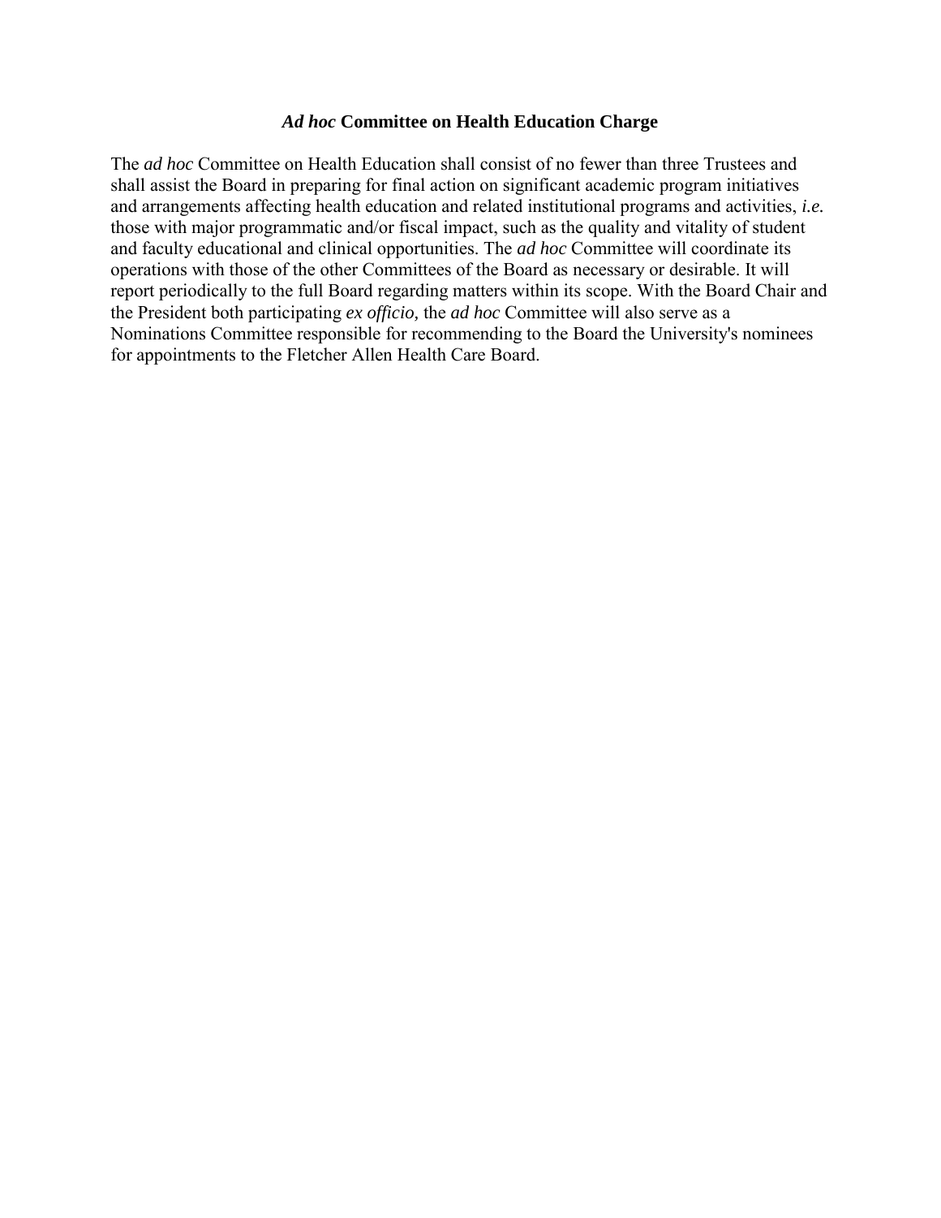# *Ad hoc* Committee on Health Education Charge

The *ad hoc* Committee on Health Education shall consist of no fewer than three Trustees and shall assist the Board in preparing for final action on significant academic program initiatives and arrangements affecting health education and related institutional programs and activities, *i.e.* those with major programmatic and/or fiscal impact, such as the quality and vitality of student and faculty educational and clinical opportunities. The *ad hoc* Committee will coordinate its operations with those of the other Committees of the Board as necessary or desirable. It will report periodically to the full Board regarding matters within its scope. With the Board Chair and the President both participating *ex officio,* the *ad hoc* Committee will also serve as a Nominations Committee responsible for recommending to the Board the University's nominees for appointments to the Fletcher Allen Health Care Board.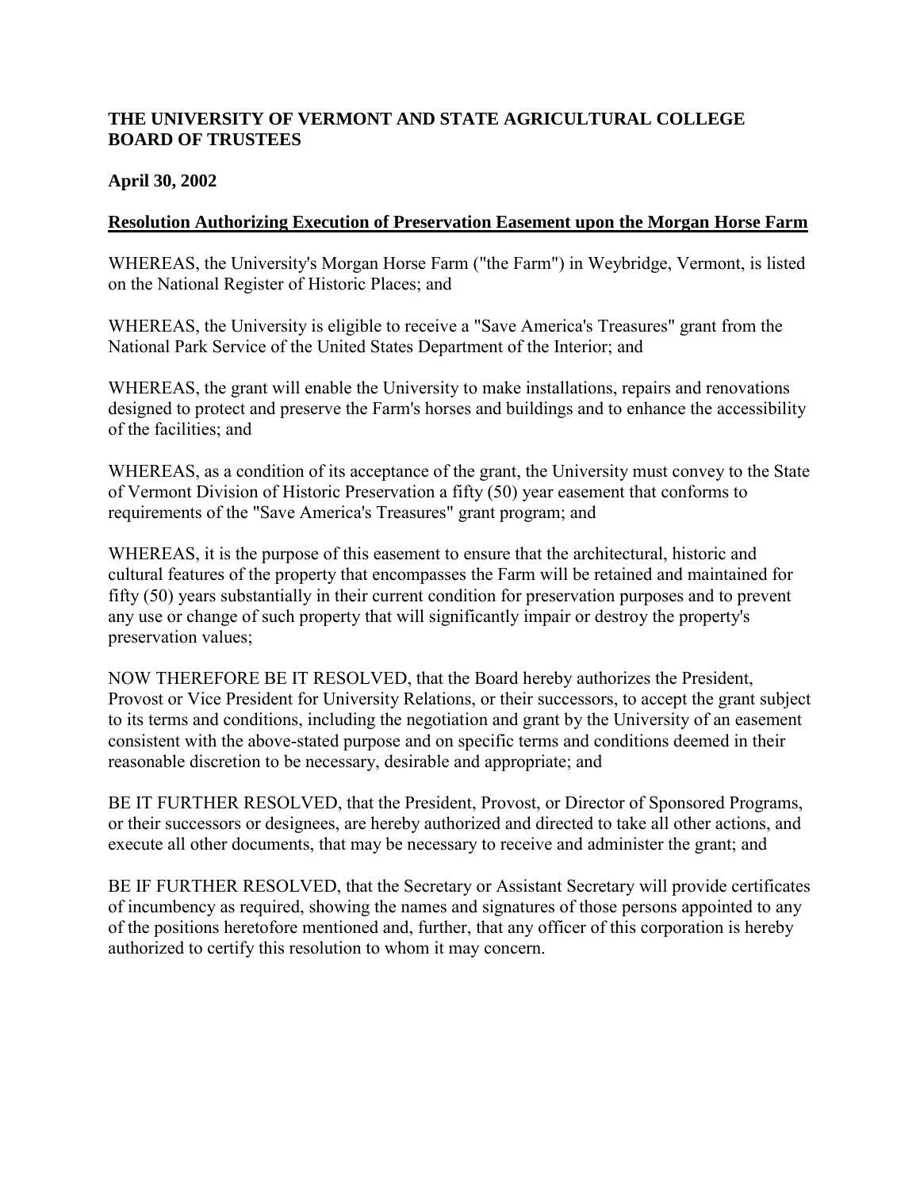**THE UNIVERSITY OF VERMONT AND STATE AGRICULTURAL COLLEGE BOARD OF TRUSTEES**

**April 30, 2002**

**<u>Resolution Authorizing Execution of Preservation Easement upon the Morgan Horse Farm</u>**

WHEREAS, the University's Morgan Horse Farm ("the Farm") in Weybridge, Vermont, is listed on the National Register of Historic Places; and

WHEREAS, the University is eligible to receive a "Save America's Treasures" grant from the National Park Service of the United States Department of the Interior; and

WHEREAS, the grant will enable the University to make installations, repairs and renovations designed to protect and preserve the Farm's horses and buildings and to enhance the accessibility of the facilities; and

WHEREAS, as a condition of its acceptance of the grant, the University must convey to the State of Vermont Division of Historic Preservation a fifty (50) year easement that conforms to requirements of the "Save America's Treasures" grant program; and

WHEREAS, it is the purpose of this easement to ensure that the architectural, historic and cultural features of the property that encompasses the Farm will be retained and maintained for fifty (50) years substantially in their current condition for preservation purposes and to prevent any use or change of such property that will significantly impair or destroy the property's preservation values;

NOW THEREFORE BE IT RESOLVED, that the Board hereby authorizes the President, Provost or Vice President for University Relations, or their successors, to accept the grant subject to its terms and conditions, including the negotiation and grant by the University of an easement consistent with the above-stated purpose and on specific terms and conditions deemed in their reasonable discretion to be necessary, desirable and appropriate; and

BE IT FURTHER RESOLVED, that the President, Provost, or Director of Sponsored Programs, or their successors or designees, are hereby authorized and directed to take all other actions, and execute all other documents, that may be necessary to receive and administer the grant; and

BE IF FURTHER RESOLVED, that the Secretary or Assistant Secretary will provide certificates of incumbency as required, showing the names and signatures of those persons appointed to any of the positions heretofore mentioned and, further, that any officer of this corporation is hereby authorized to certify this resolution to whom it may concern.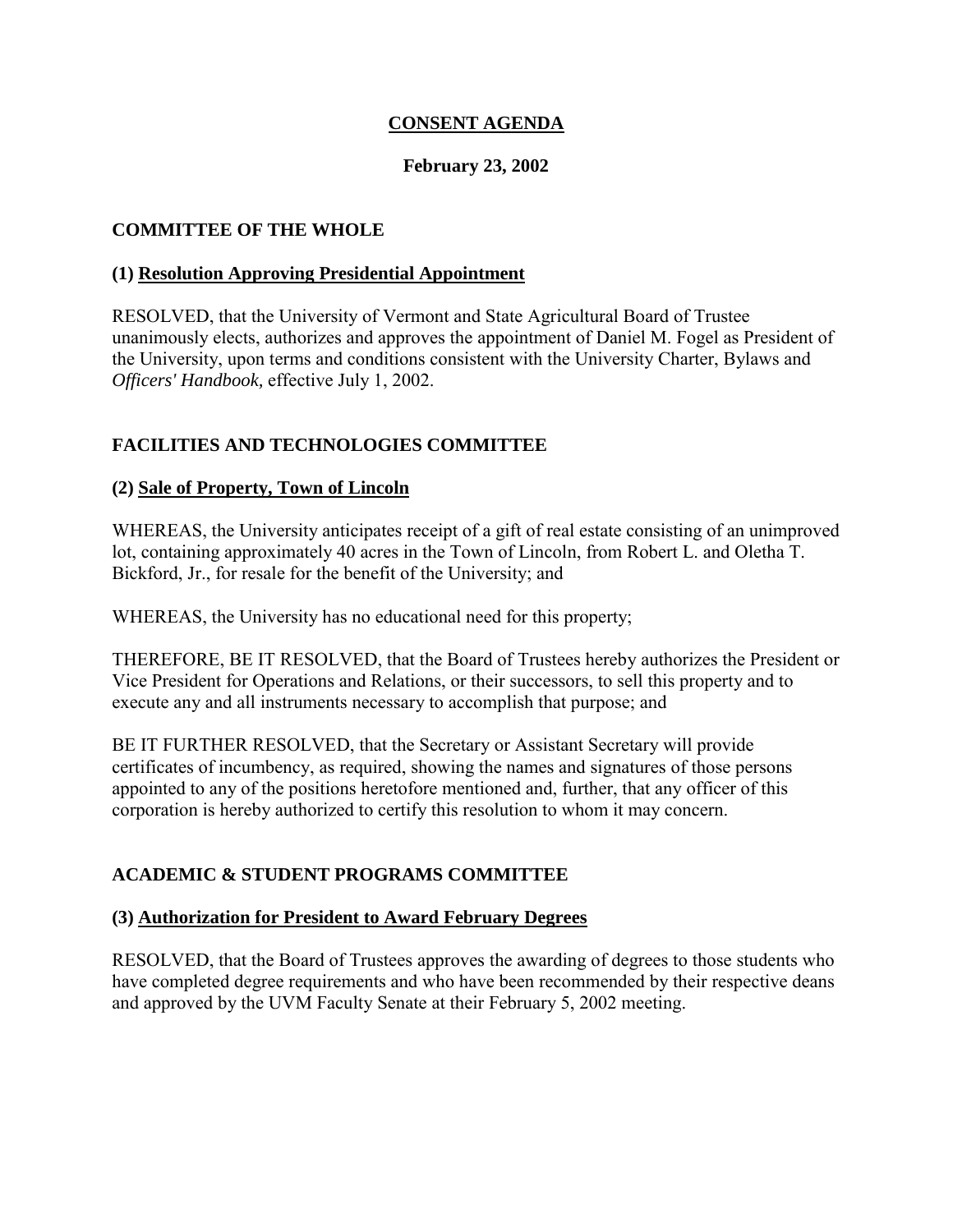# CONSENT AGENDA

**February 23, 2002**

## COMMITTEE OF THE WHOLE

### (1) Resolution Approving Presidential Appointment

RESOLVED, that the University of Vermont and State Agricultural Board of Trustee unanimously elects, authorizes and approves the appointment of Daniel M. Fogel as President of the University, upon terms and conditions consistent with the University Charter, Bylaws and *Officers' Handbook,* effective July 1, 2002.

## FACILITIES AND TECHNOLOGIES COMMITTEE

### (2) Sale of Property, Town of Lincoln

WHEREAS, the University anticipates receipt of a gift of real estate consisting of an unimproved lot, containing approximately 40 acres in the Town of Lincoln, from Robert L. and Oletha T. Bickford, Jr., for resale for the benefit of the University; and

WHEREAS, the University has no educational need for this property;

THEREFORE, BE IT RESOLVED, that the Board of Trustees hereby authorizes the President or Vice President for Operations and Relations, or their successors, to sell this property and to execute any and all instruments necessary to accomplish that purpose; and

BE IT FURTHER RESOLVED, that the Secretary or Assistant Secretary will provide certificates of incumbency, as required, showing the names and signatures of those persons appointed to any of the positions heretofore mentioned and, further, that any officer of this corporation is hereby authorized to certify this resolution to whom it may concern.

## ACADEMIC & STUDENT PROGRAMS COMMITTEE

### (3) Authorization for President to Award February Degrees

RESOLVED, that the Board of Trustees approves the awarding of degrees to those students who have completed degree requirements and who have been recommended by their respective deans and approved by the UVM Faculty Senate at their February 5, 2002 meeting.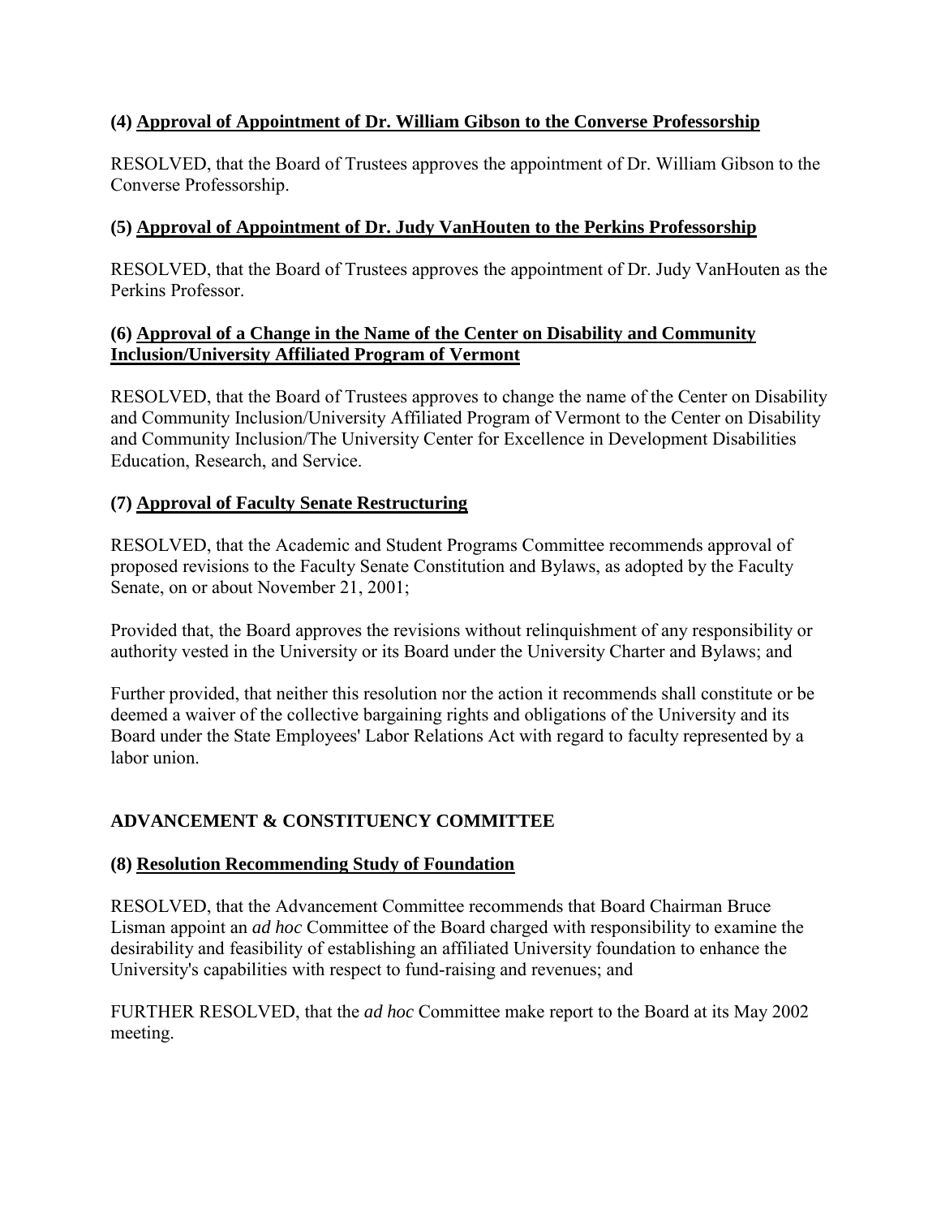### (4) Approval of Appointment of Dr. William Gibson to the Converse Professorship

RESOLVED, that the Board of Trustees approves the appointment of Dr. William Gibson to the Converse Professorship.

### (5) Approval of Appointment of Dr. Judy VanHouten to the Perkins Professorship

RESOLVED, that the Board of Trustees approves the appointment of Dr. Judy VanHouten as the Perkins Professor.

### (6) Approval of a Change in the Name of the Center on Disability and Community Inclusion/University Affiliated Program of Vermont

RESOLVED, that the Board of Trustees approves to change the name of the Center on Disability and Community Inclusion/University Affiliated Program of Vermont to the Center on Disability and Community Inclusion/The University Center for Excellence in Development Disabilities Education, Research, and Service.

### (7) Approval of Faculty Senate Restructuring

RESOLVED, that the Academic and Student Programs Committee recommends approval of proposed revisions to the Faculty Senate Constitution and Bylaws, as adopted by the Faculty Senate, on or about November 21, 2001;

Provided that, the Board approves the revisions without relinquishment of any responsibility or authority vested in the University or its Board under the University Charter and Bylaws; and

Further provided, that neither this resolution nor the action it recommends shall constitute or be deemed a waiver of the collective bargaining rights and obligations of the University and its Board under the State Employees' Labor Relations Act with regard to faculty represented by a labor union.

## ADVANCEMENT & CONSTITUENCY COMMITTEE

### (8) Resolution Recommending Study of Foundation

RESOLVED, that the Advancement Committee recommends that Board Chairman Bruce Lisman appoint an *ad hoc* Committee of the Board charged with responsibility to examine the desirability and feasibility of establishing an affiliated University foundation to enhance the University's capabilities with respect to fund-raising and revenues; and

FURTHER RESOLVED, that the *ad hoc* Committee make report to the Board at its May 2002 meeting.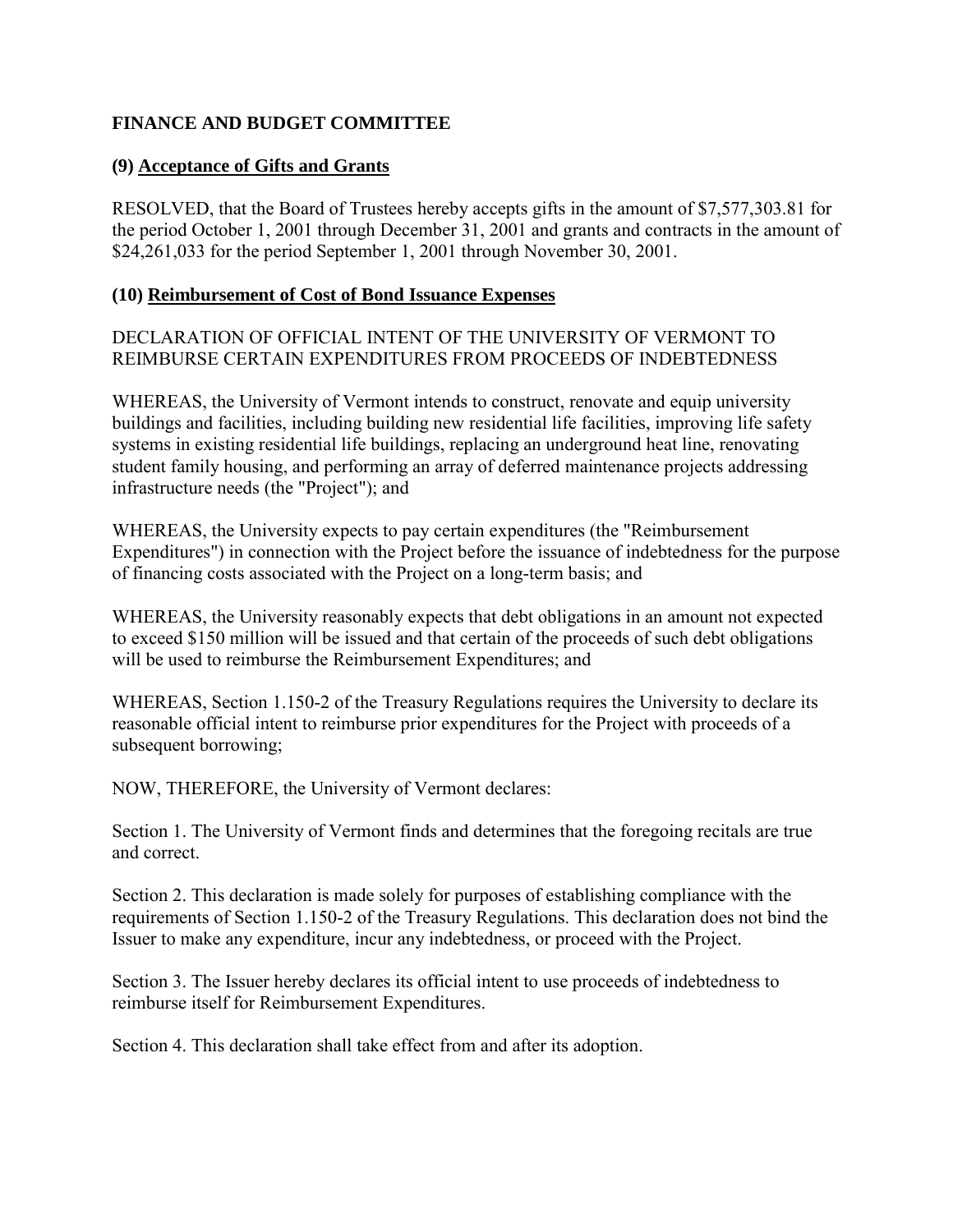**FINANCE AND BUDGET COMMITTEE**

**(9) Acceptance of Gifts and Grants**

RESOLVED, that the Board of Trustees hereby accepts gifts in the amount of $7,577,303.81 for the period October 1, 2001 through December 31, 2001 and grants and contracts in the amount of $24,261,033 for the period September 1, 2001 through November 30, 2001.

**(10) Reimbursement of Cost of Bond Issuance Expenses**

DECLARATION OF OFFICIAL INTENT OF THE UNIVERSITY OF VERMONT TO REIMBURSE CERTAIN EXPENDITURES FROM PROCEEDS OF INDEBTEDNESS

WHEREAS, the University of Vermont intends to construct, renovate and equip university buildings and facilities, including building new residential life facilities, improving life safety systems in existing residential life buildings, replacing an underground heat line, renovating student family housing, and performing an array of deferred maintenance projects addressing infrastructure needs (the "Project"); and

WHEREAS, the University expects to pay certain expenditures (the "Reimbursement Expenditures") in connection with the Project before the issuance of indebtedness for the purpose of financing costs associated with the Project on a long-term basis; and

WHEREAS, the University reasonably expects that debt obligations in an amount not expected to exceed $150 million will be issued and that certain of the proceeds of such debt obligations will be used to reimburse the Reimbursement Expenditures; and

WHEREAS, Section 1.150-2 of the Treasury Regulations requires the University to declare its reasonable official intent to reimburse prior expenditures for the Project with proceeds of a subsequent borrowing;

NOW, THEREFORE, the University of Vermont declares:

Section 1. The University of Vermont finds and determines that the foregoing recitals are true and correct.

Section 2. This declaration is made solely for purposes of establishing compliance with the requirements of Section 1.150-2 of the Treasury Regulations. This declaration does not bind the Issuer to make any expenditure, incur any indebtedness, or proceed with the Project.

Section 3. The Issuer hereby declares its official intent to use proceeds of indebtedness to reimburse itself for Reimbursement Expenditures.

Section 4. This declaration shall take effect from and after its adoption.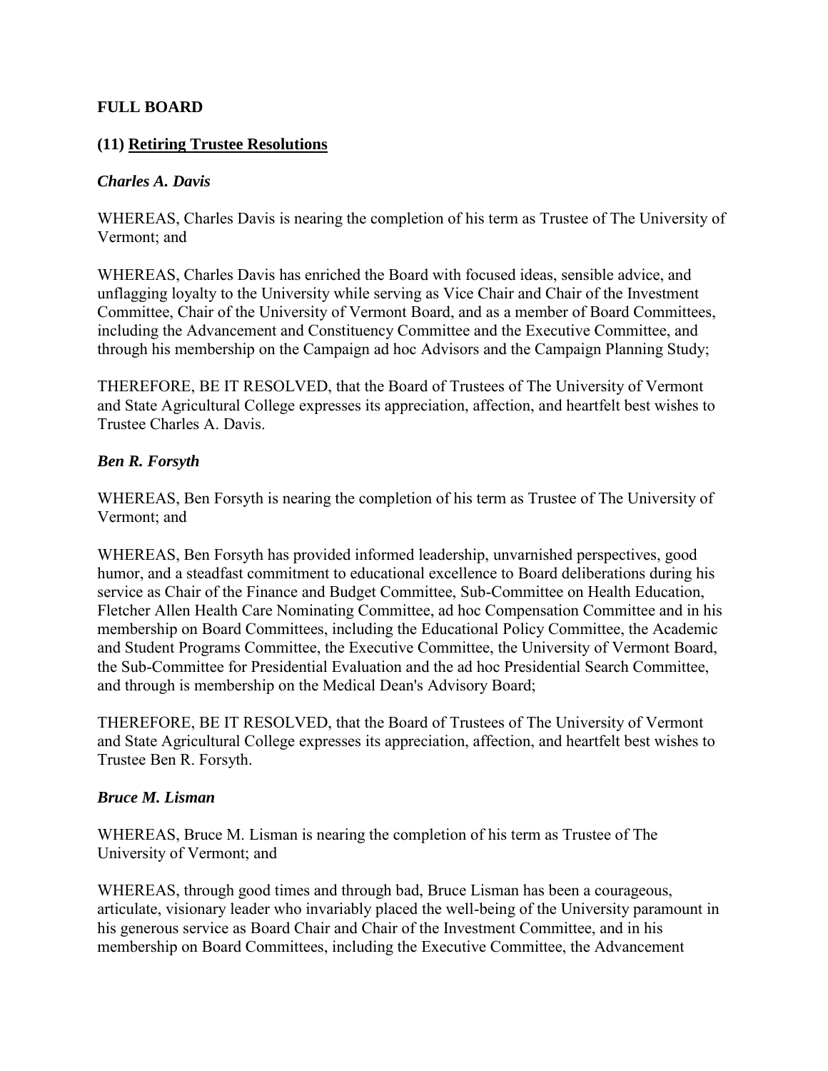**FULL BOARD**

**(11) Retiring Trustee Resolutions**

***Charles A. Davis***

WHEREAS, Charles Davis is nearing the completion of his term as Trustee of The University of Vermont; and

WHEREAS, Charles Davis has enriched the Board with focused ideas, sensible advice, and unflagging loyalty to the University while serving as Vice Chair and Chair of the Investment Committee, Chair of the University of Vermont Board, and as a member of Board Committees, including the Advancement and Constituency Committee and the Executive Committee, and through his membership on the Campaign ad hoc Advisors and the Campaign Planning Study;

THEREFORE, BE IT RESOLVED, that the Board of Trustees of The University of Vermont and State Agricultural College expresses its appreciation, affection, and heartfelt best wishes to Trustee Charles A. Davis.

***Ben R. Forsyth***

WHEREAS, Ben Forsyth is nearing the completion of his term as Trustee of The University of Vermont; and

WHEREAS, Ben Forsyth has provided informed leadership, unvarnished perspectives, good humor, and a steadfast commitment to educational excellence to Board deliberations during his service as Chair of the Finance and Budget Committee, Sub-Committee on Health Education, Fletcher Allen Health Care Nominating Committee, ad hoc Compensation Committee and in his membership on Board Committees, including the Educational Policy Committee, the Academic and Student Programs Committee, the Executive Committee, the University of Vermont Board, the Sub-Committee for Presidential Evaluation and the ad hoc Presidential Search Committee, and through is membership on the Medical Dean's Advisory Board;

THEREFORE, BE IT RESOLVED, that the Board of Trustees of The University of Vermont and State Agricultural College expresses its appreciation, affection, and heartfelt best wishes to Trustee Ben R. Forsyth.

***Bruce M. Lisman***

WHEREAS, Bruce M. Lisman is nearing the completion of his term as Trustee of The University of Vermont; and

WHEREAS, through good times and through bad, Bruce Lisman has been a courageous, articulate, visionary leader who invariably placed the well-being of the University paramount in his generous service as Board Chair and Chair of the Investment Committee, and in his membership on Board Committees, including the Executive Committee, the Advancement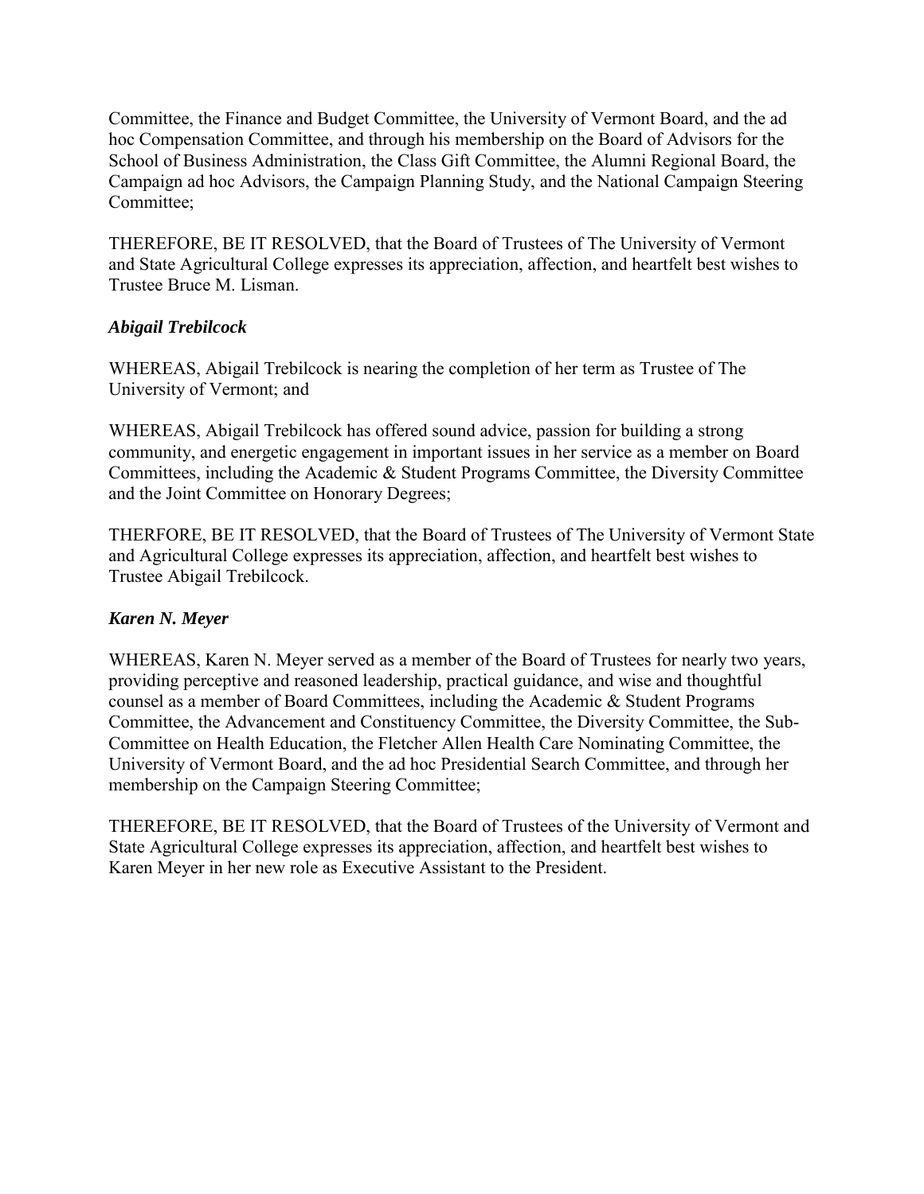Committee, the Finance and Budget Committee, the University of Vermont Board, and the ad hoc Compensation Committee, and through his membership on the Board of Advisors for the School of Business Administration, the Class Gift Committee, the Alumni Regional Board, the Campaign ad hoc Advisors, the Campaign Planning Study, and the National Campaign Steering Committee;

THEREFORE, BE IT RESOLVED, that the Board of Trustees of The University of Vermont and State Agricultural College expresses its appreciation, affection, and heartfelt best wishes to Trustee Bruce M. Lisman.

***Abigail Trebilcock***

WHEREAS, Abigail Trebilcock is nearing the completion of her term as Trustee of The University of Vermont; and

WHEREAS, Abigail Trebilcock has offered sound advice, passion for building a strong community, and energetic engagement in important issues in her service as a member on Board Committees, including the Academic & Student Programs Committee, the Diversity Committee and the Joint Committee on Honorary Degrees;

THERFORE, BE IT RESOLVED, that the Board of Trustees of The University of Vermont State and Agricultural College expresses its appreciation, affection, and heartfelt best wishes to Trustee Abigail Trebilcock.

***Karen N. Meyer***

WHEREAS, Karen N. Meyer served as a member of the Board of Trustees for nearly two years, providing perceptive and reasoned leadership, practical guidance, and wise and thoughtful counsel as a member of Board Committees, including the Academic & Student Programs Committee, the Advancement and Constituency Committee, the Diversity Committee, the Sub-Committee on Health Education, the Fletcher Allen Health Care Nominating Committee, the University of Vermont Board, and the ad hoc Presidential Search Committee, and through her membership on the Campaign Steering Committee;

THEREFORE, BE IT RESOLVED, that the Board of Trustees of the University of Vermont and State Agricultural College expresses its appreciation, affection, and heartfelt best wishes to Karen Meyer in her new role as Executive Assistant to the President.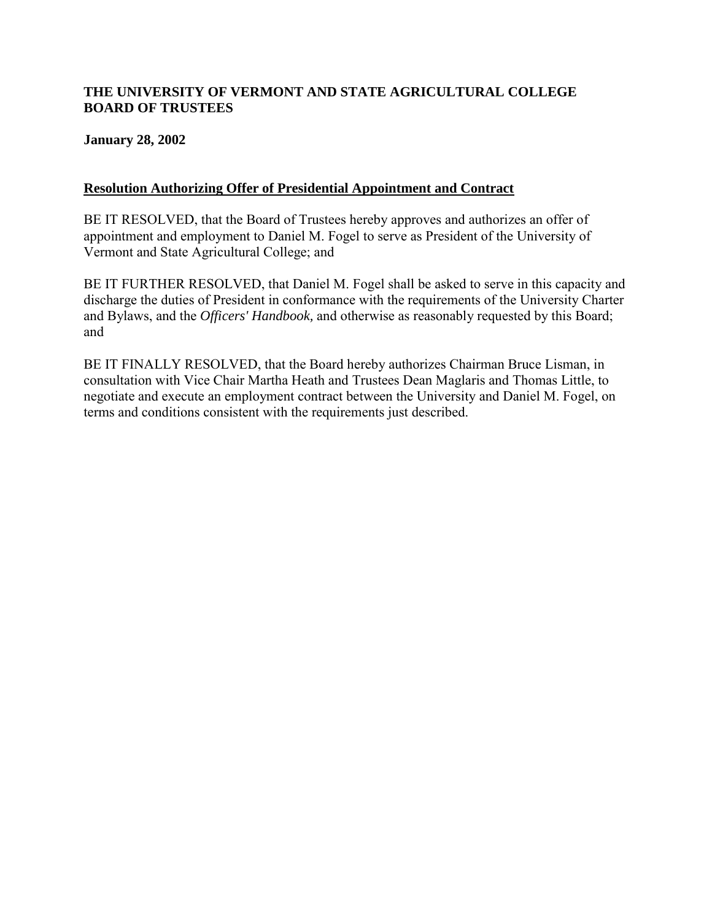**THE UNIVERSITY OF VERMONT AND STATE AGRICULTURAL COLLEGE BOARD OF TRUSTEES**

**January 28, 2002**

**Resolution Authorizing Offer of Presidential Appointment and Contract**

BE IT RESOLVED, that the Board of Trustees hereby approves and authorizes an offer of appointment and employment to Daniel M. Fogel to serve as President of the University of Vermont and State Agricultural College; and

BE IT FURTHER RESOLVED, that Daniel M. Fogel shall be asked to serve in this capacity and discharge the duties of President in conformance with the requirements of the University Charter and Bylaws, and the *Officers' Handbook,* and otherwise as reasonably requested by this Board; and

BE IT FINALLY RESOLVED, that the Board hereby authorizes Chairman Bruce Lisman, in consultation with Vice Chair Martha Heath and Trustees Dean Maglaris and Thomas Little, to negotiate and execute an employment contract between the University and Daniel M. Fogel, on terms and conditions consistent with the requirements just described.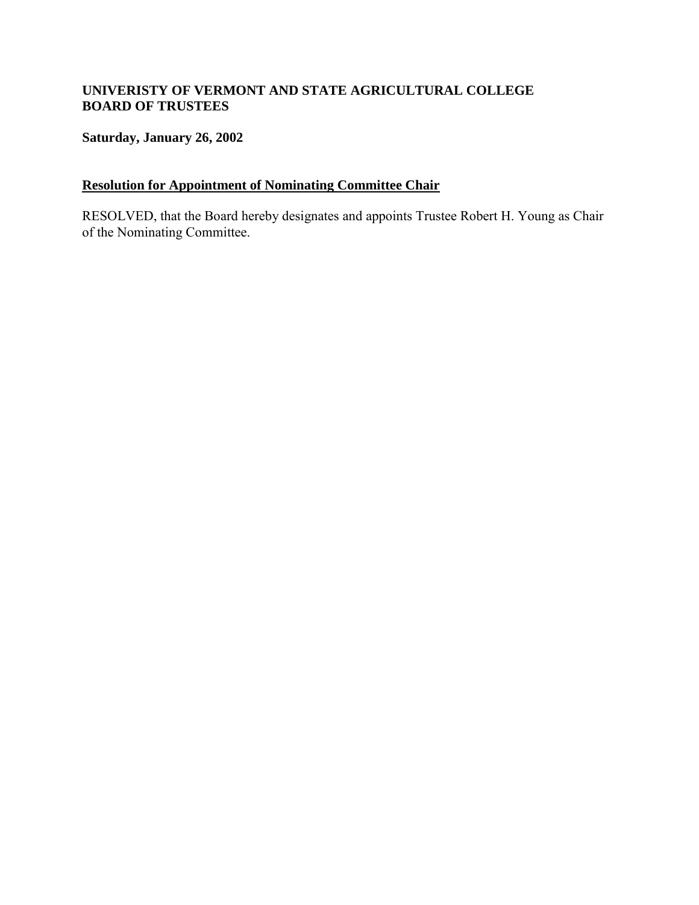**UNIVERISTY OF VERMONT AND STATE AGRICULTURAL COLLEGE**
**BOARD OF TRUSTEES**

**Saturday, January 26, 2002**

**Resolution for Appointment of Nominating Committee Chair**

RESOLVED, that the Board hereby designates and appoints Trustee Robert H. Young as Chair of the Nominating Committee.